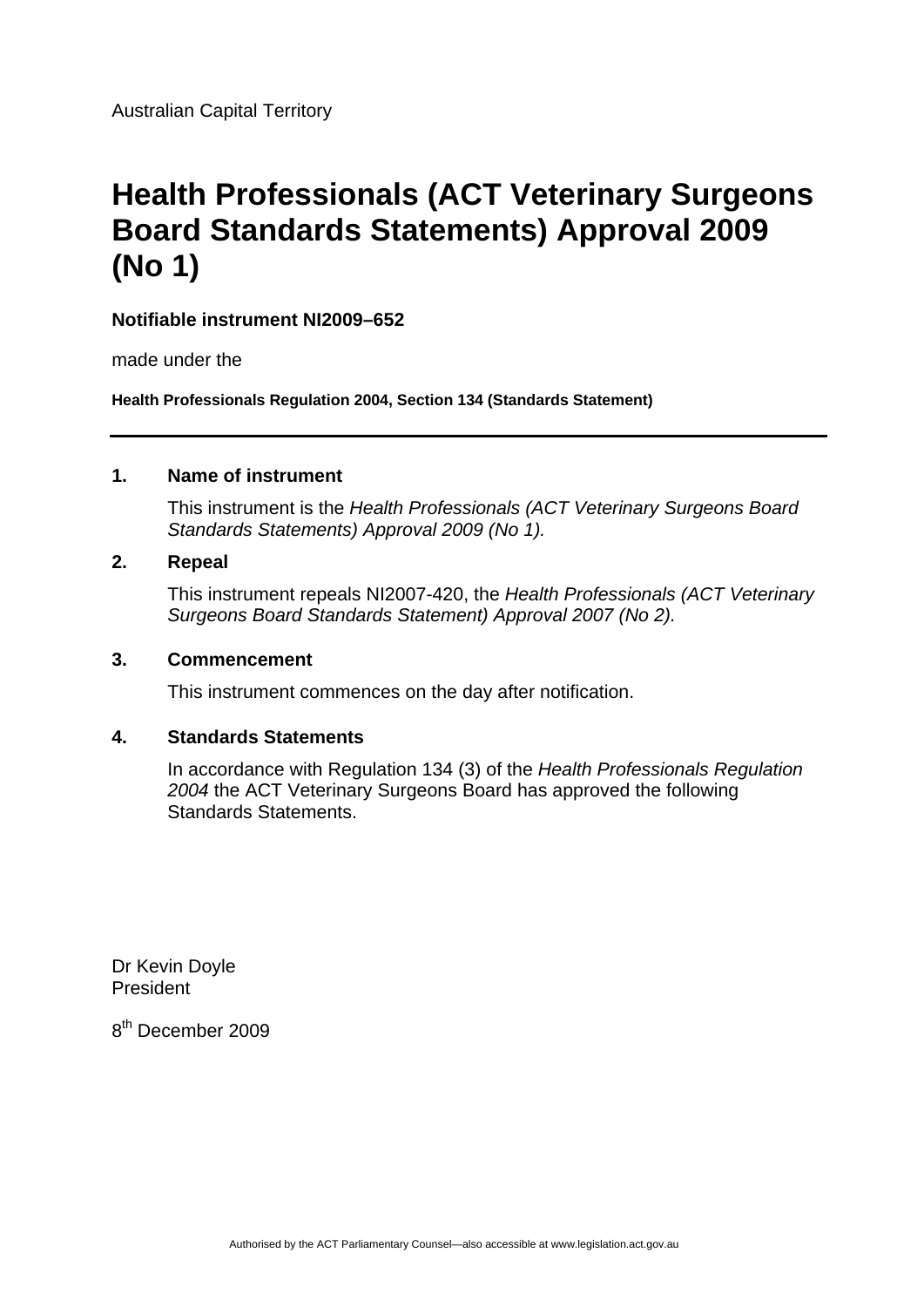Australian Capital Territory

# Health Professionals (ACT Veterinary Surgeons Board Standards Statements) Approval 2009 (No 1)

**Notifiable instrument NI2009–652**

made under the

**Health Professionals Regulation 2004, Section 134 (Standards Statement)**

---

## 1. Name of instrument

This instrument is the *Health Professionals (ACT Veterinary Surgeons Board Standards Statements) Approval 2009 (No 1).*

## 2. Repeal

This instrument repeals NI2007-420, the *Health Professionals (ACT Veterinary Surgeons Board Standards Statement) Approval 2007 (No 2).*

## 3. Commencement

This instrument commences on the day after notification.

## 4. Standards Statements

In accordance with Regulation 134 (3) of the *Health Professionals Regulation 2004* the ACT Veterinary Surgeons Board has approved the following Standards Statements.

Dr Kevin Doyle
President

8th December 2009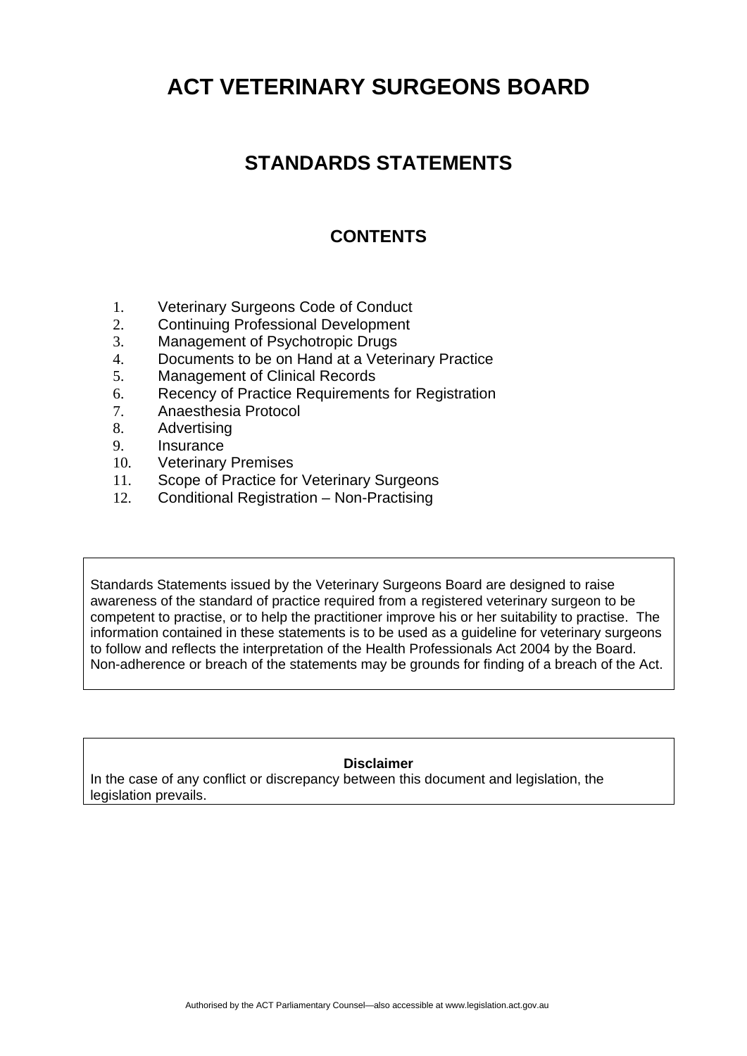# ACT VETERINARY SURGEONS BOARD

## STANDARDS STATEMENTS

### CONTENTS

1. Veterinary Surgeons Code of Conduct
2. Continuing Professional Development
3. Management of Psychotropic Drugs
4. Documents to be on Hand at a Veterinary Practice
5. Management of Clinical Records
6. Recency of Practice Requirements for Registration
7. Anaesthesia Protocol
8. Advertising
9. Insurance
10. Veterinary Premises
11. Scope of Practice for Veterinary Surgeons
12. Conditional Registration – Non-Practising

Standards Statements issued by the Veterinary Surgeons Board are designed to raise awareness of the standard of practice required from a registered veterinary surgeon to be competent to practise, or to help the practitioner improve his or her suitability to practise. The information contained in these statements is to be used as a guideline for veterinary surgeons to follow and reflects the interpretation of the Health Professionals Act 2004 by the Board. Non-adherence or breach of the statements may be grounds for finding of a breach of the Act.

**Disclaimer**

In the case of any conflict or discrepancy between this document and legislation, the legislation prevails.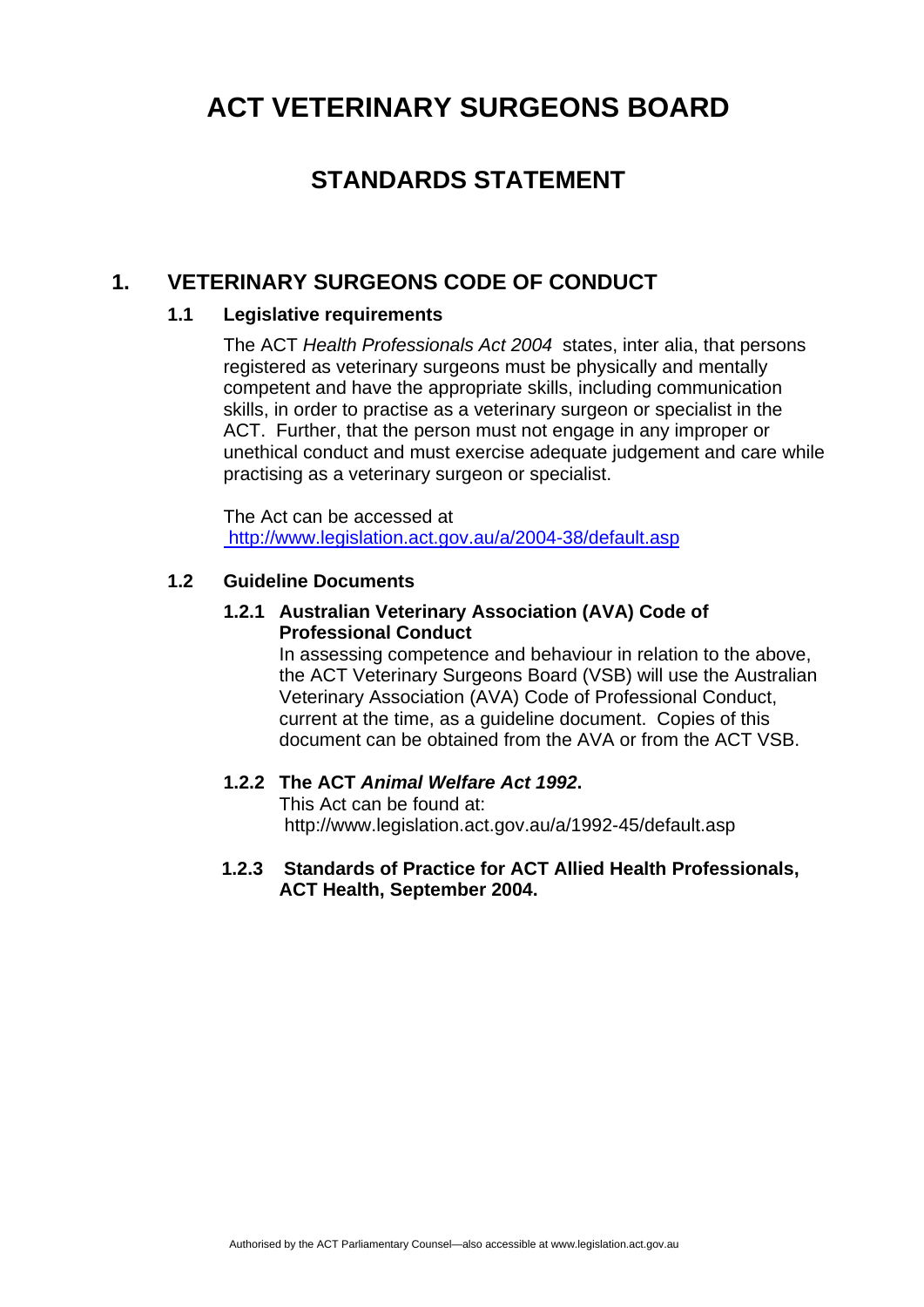# ACT VETERINARY SURGEONS BOARD

## STANDARDS STATEMENT

## 1. VETERINARY SURGEONS CODE OF CONDUCT

### 1.1 Legislative requirements

The ACT *Health Professionals Act 2004* states, inter alia, that persons registered as veterinary surgeons must be physically and mentally competent and have the appropriate skills, including communication skills, in order to practise as a veterinary surgeon or specialist in the ACT. Further, that the person must not engage in any improper or unethical conduct and must exercise adequate judgement and care while practising as a veterinary surgeon or specialist.

The Act can be accessed at http://www.legislation.act.gov.au/a/2004-38/default.asp

### 1.2 Guideline Documents

#### 1.2.1 Australian Veterinary Association (AVA) Code of Professional Conduct

In assessing competence and behaviour in relation to the above, the ACT Veterinary Surgeons Board (VSB) will use the Australian Veterinary Association (AVA) Code of Professional Conduct, current at the time, as a guideline document. Copies of this document can be obtained from the AVA or from the ACT VSB.

#### 1.2.2 The ACT *Animal Welfare Act 1992*.

This Act can be found at: http://www.legislation.act.gov.au/a/1992-45/default.asp

#### 1.2.3 Standards of Practice for ACT Allied Health Professionals, ACT Health, September 2004.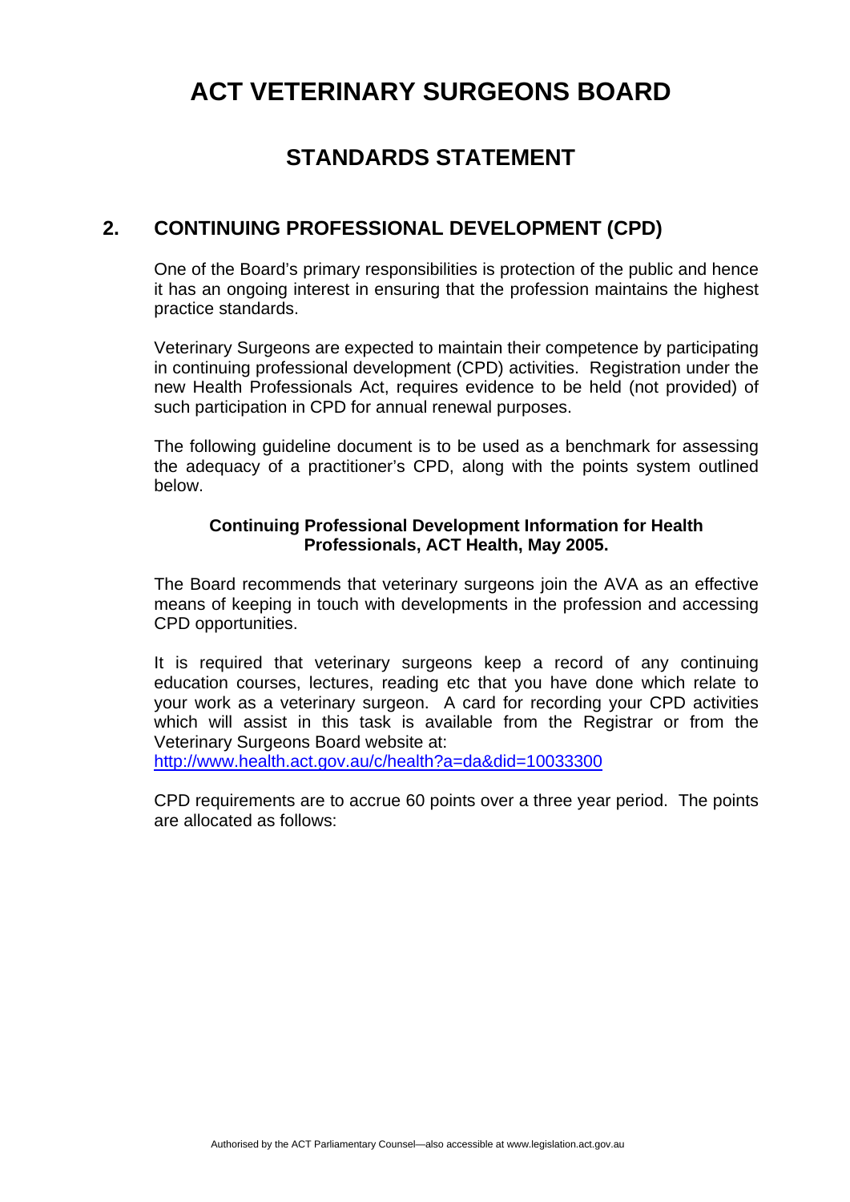# ACT VETERINARY SURGEONS BOARD

## STANDARDS STATEMENT

### 2. CONTINUING PROFESSIONAL DEVELOPMENT (CPD)

One of the Board's primary responsibilities is protection of the public and hence it has an ongoing interest in ensuring that the profession maintains the highest practice standards.

Veterinary Surgeons are expected to maintain their competence by participating in continuing professional development (CPD) activities. Registration under the new Health Professionals Act, requires evidence to be held (not provided) of such participation in CPD for annual renewal purposes.

The following guideline document is to be used as a benchmark for assessing the adequacy of a practitioner's CPD, along with the points system outlined below.

**Continuing Professional Development Information for Health Professionals, ACT Health, May 2005.**

The Board recommends that veterinary surgeons join the AVA as an effective means of keeping in touch with developments in the profession and accessing CPD opportunities.

It is required that veterinary surgeons keep a record of any continuing education courses, lectures, reading etc that you have done which relate to your work as a veterinary surgeon. A card for recording your CPD activities which will assist in this task is available from the Registrar or from the Veterinary Surgeons Board website at:
http://www.health.act.gov.au/c/health?a=da&did=10033300

CPD requirements are to accrue 60 points over a three year period. The points are allocated as follows: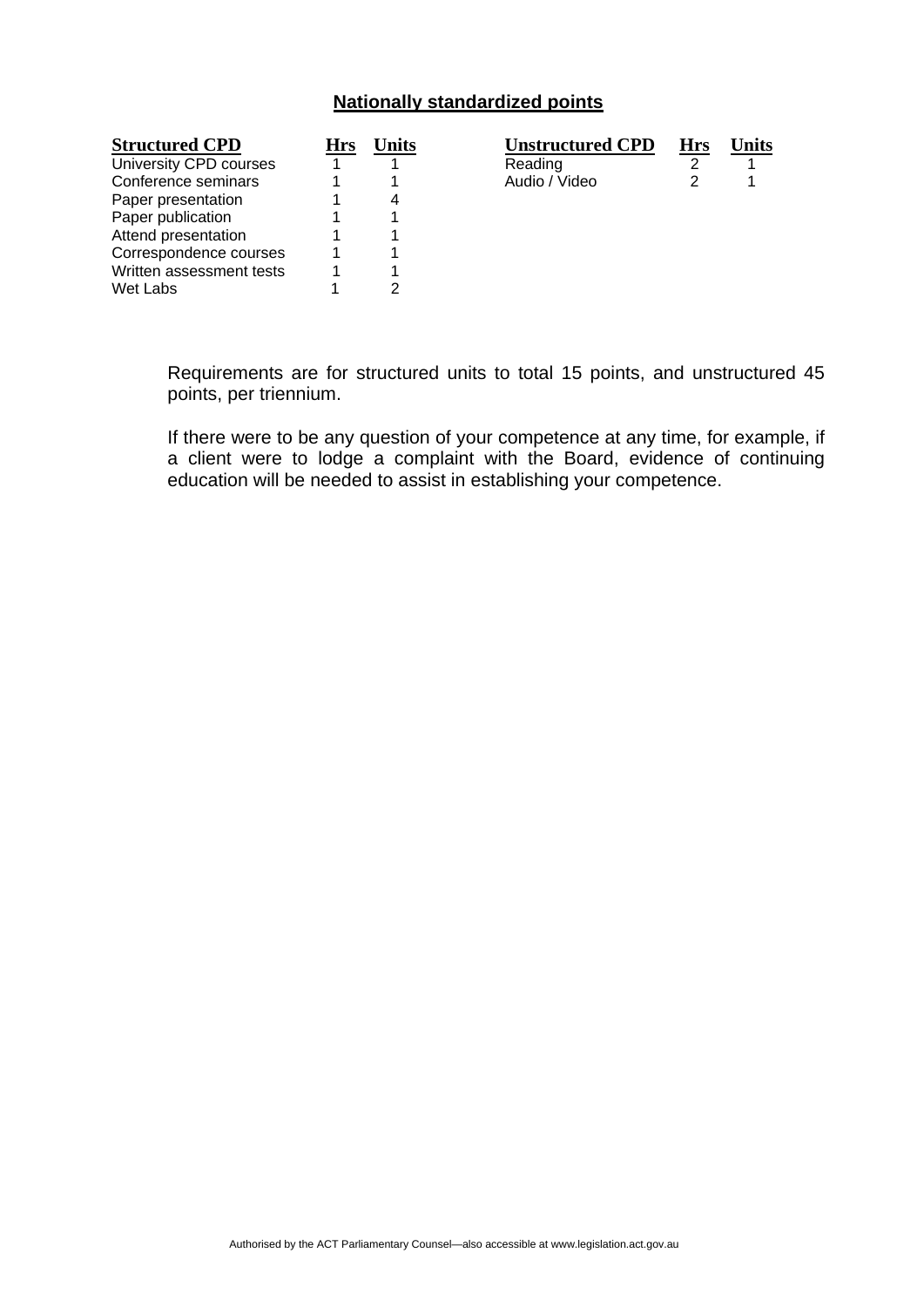**Nationally standardized points**

| Structured CPD | Hrs | Units | Unstructured CPD | Hrs | Units |
|---|---|---|---|---|---|
| University CPD courses | 1 | 1 | Reading | 2 | 1 |
| Conference seminars | 1 | 1 | Audio / Video | 2 | 1 |
| Paper presentation | 1 | 4 | | | |
| Paper publication | 1 | 1 | | | |
| Attend presentation | 1 | 1 | | | |
| Correspondence courses | 1 | 1 | | | |
| Written assessment tests | 1 | 1 | | | |
| Wet Labs | 1 | 2 | | | |

Requirements are for structured units to total 15 points, and unstructured 45 points, per triennium.

If there were to be any question of your competence at any time, for example, if a client were to lodge a complaint with the Board, evidence of continuing education will be needed to assist in establishing your competence.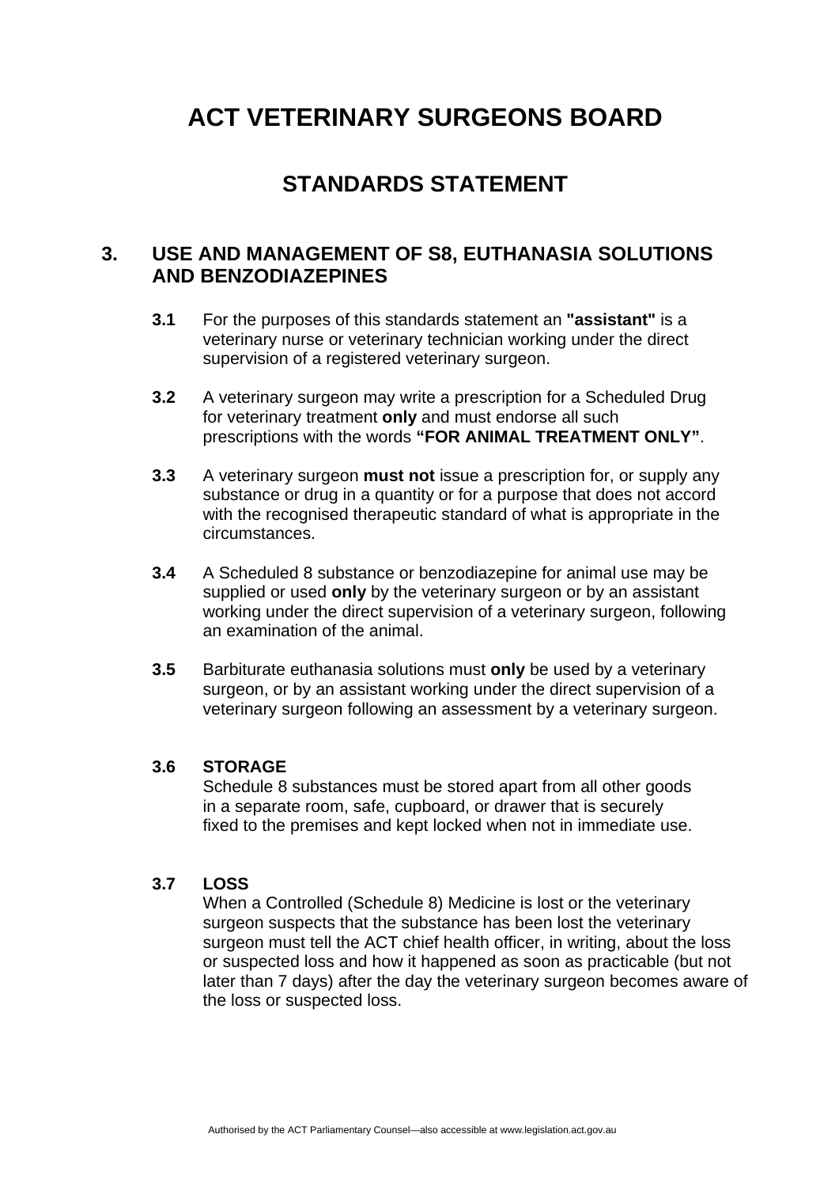# ACT VETERINARY SURGEONS BOARD

## STANDARDS STATEMENT

### 3. USE AND MANAGEMENT OF S8, EUTHANASIA SOLUTIONS AND BENZODIAZEPINES

**3.1** For the purposes of this standards statement an **"assistant"** is a veterinary nurse or veterinary technician working under the direct supervision of a registered veterinary surgeon.

**3.2** A veterinary surgeon may write a prescription for a Scheduled Drug for veterinary treatment **only** and must endorse all such prescriptions with the words **"FOR ANIMAL TREATMENT ONLY"**.

**3.3** A veterinary surgeon **must not** issue a prescription for, or supply any substance or drug in a quantity or for a purpose that does not accord with the recognised therapeutic standard of what is appropriate in the circumstances.

**3.4** A Scheduled 8 substance or benzodiazepine for animal use may be supplied or used **only** by the veterinary surgeon or by an assistant working under the direct supervision of a veterinary surgeon, following an examination of the animal.

**3.5** Barbiturate euthanasia solutions must **only** be used by a veterinary surgeon, or by an assistant working under the direct supervision of a veterinary surgeon following an assessment by a veterinary surgeon.

**3.6 STORAGE**
Schedule 8 substances must be stored apart from all other goods in a separate room, safe, cupboard, or drawer that is securely fixed to the premises and kept locked when not in immediate use.

**3.7 LOSS**
When a Controlled (Schedule 8) Medicine is lost or the veterinary surgeon suspects that the substance has been lost the veterinary surgeon must tell the ACT chief health officer, in writing, about the loss or suspected loss and how it happened as soon as practicable (but not later than 7 days) after the day the veterinary surgeon becomes aware of the loss or suspected loss.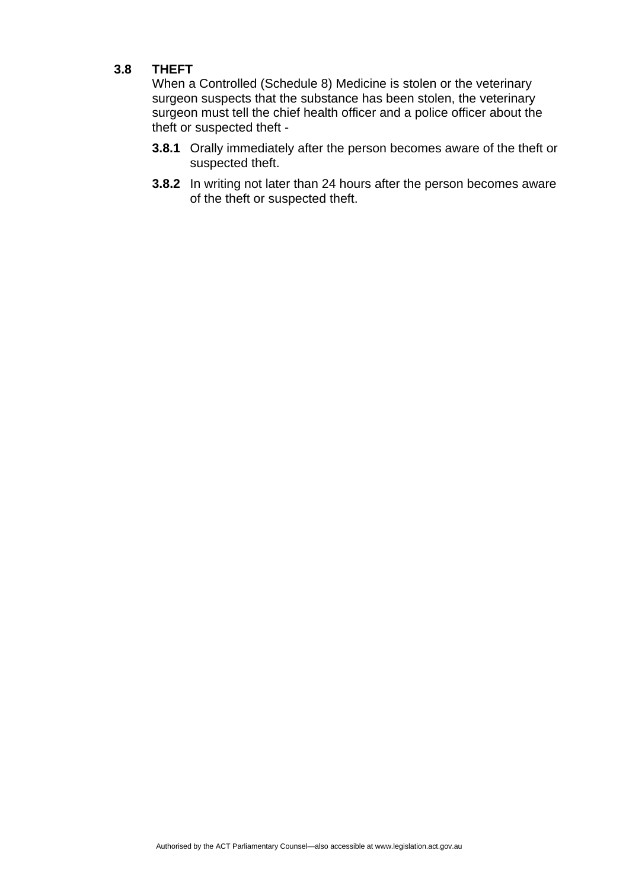### 3.8 THEFT

When a Controlled (Schedule 8) Medicine is stolen or the veterinary surgeon suspects that the substance has been stolen, the veterinary surgeon must tell the chief health officer and a police officer about the theft or suspected theft -

**3.8.1** Orally immediately after the person becomes aware of the theft or suspected theft.

**3.8.2** In writing not later than 24 hours after the person becomes aware of the theft or suspected theft.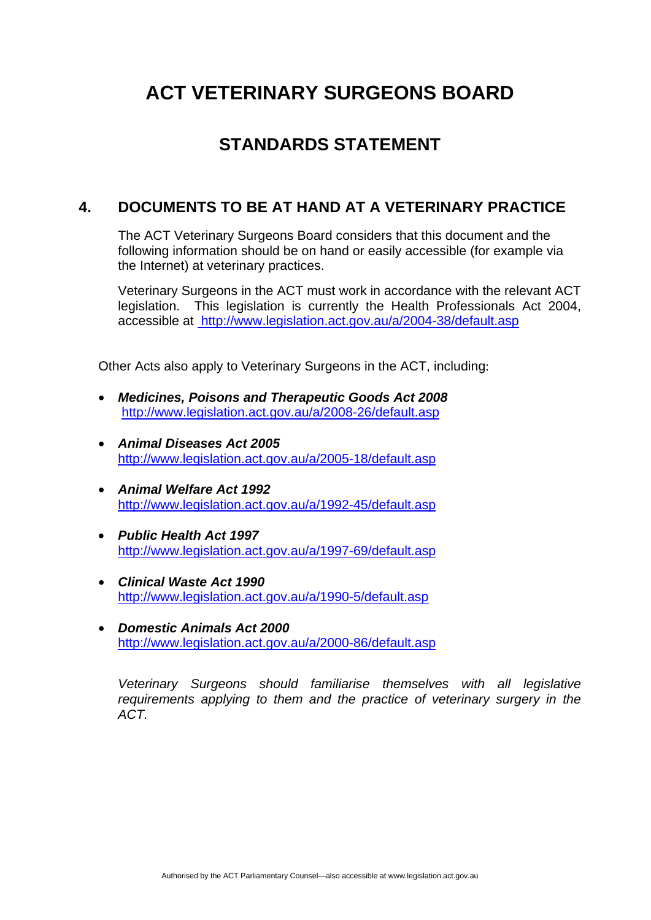# ACT VETERINARY SURGEONS BOARD

## STANDARDS STATEMENT

### 4. DOCUMENTS TO BE AT HAND AT A VETERINARY PRACTICE

The ACT Veterinary Surgeons Board considers that this document and the following information should be on hand or easily accessible (for example via the Internet) at veterinary practices.

Veterinary Surgeons in the ACT must work in accordance with the relevant ACT legislation. This legislation is currently the Health Professionals Act 2004, accessible at http://www.legislation.act.gov.au/a/2004-38/default.asp

Other Acts also apply to Veterinary Surgeons in the ACT, including:

- ***Medicines, Poisons and Therapeutic Goods Act 2008*** http://www.legislation.act.gov.au/a/2008-26/default.asp
- ***Animal Diseases Act 2005*** http://www.legislation.act.gov.au/a/2005-18/default.asp
- ***Animal Welfare Act 1992*** http://www.legislation.act.gov.au/a/1992-45/default.asp
- ***Public Health Act 1997*** http://www.legislation.act.gov.au/a/1997-69/default.asp
- ***Clinical Waste Act 1990*** http://www.legislation.act.gov.au/a/1990-5/default.asp
- ***Domestic Animals Act 2000*** http://www.legislation.act.gov.au/a/2000-86/default.asp

*Veterinary Surgeons should familiarise themselves with all legislative requirements applying to them and the practice of veterinary surgery in the ACT.*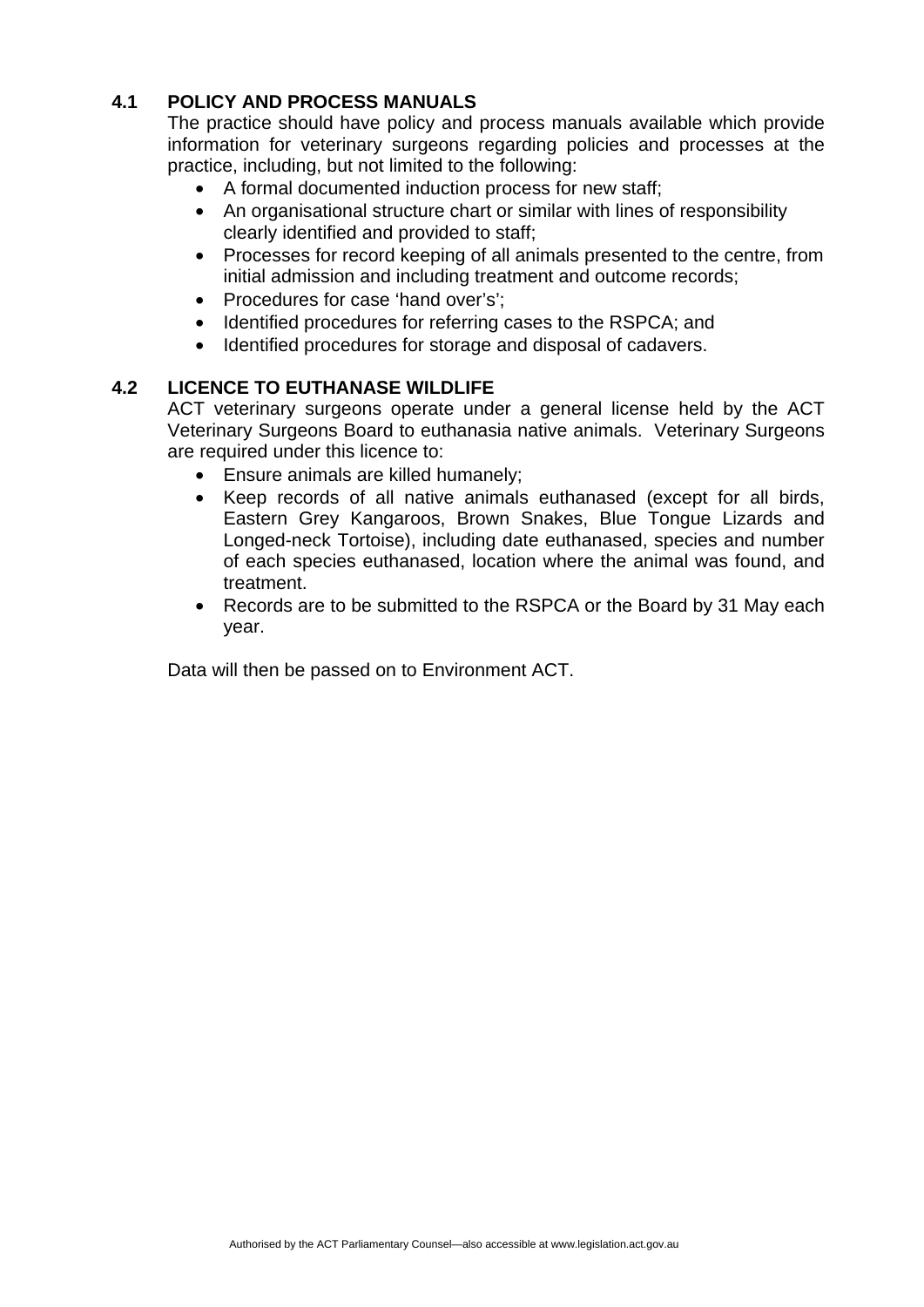## 4.1 POLICY AND PROCESS MANUALS

The practice should have policy and process manuals available which provide information for veterinary surgeons regarding policies and processes at the practice, including, but not limited to the following:

- A formal documented induction process for new staff;
- An organisational structure chart or similar with lines of responsibility clearly identified and provided to staff;
- Processes for record keeping of all animals presented to the centre, from initial admission and including treatment and outcome records;
- Procedures for case 'hand over's';
- Identified procedures for referring cases to the RSPCA; and
- Identified procedures for storage and disposal of cadavers.

## 4.2 LICENCE TO EUTHANASE WILDLIFE

ACT veterinary surgeons operate under a general license held by the ACT Veterinary Surgeons Board to euthanasia native animals. Veterinary Surgeons are required under this licence to:

- Ensure animals are killed humanely;
- Keep records of all native animals euthanased (except for all birds, Eastern Grey Kangaroos, Brown Snakes, Blue Tongue Lizards and Longed-neck Tortoise), including date euthanased, species and number of each species euthanased, location where the animal was found, and treatment.
- Records are to be submitted to the RSPCA or the Board by 31 May each year.

Data will then be passed on to Environment ACT.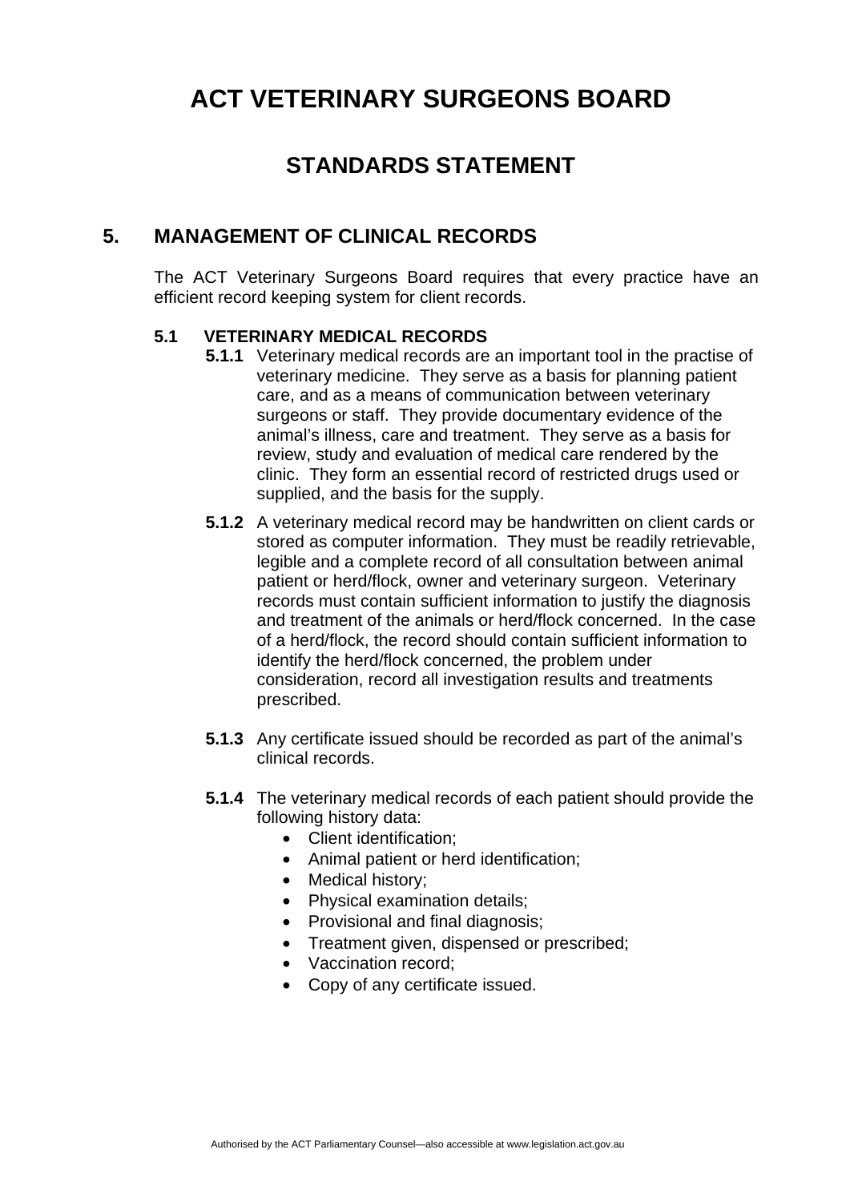# ACT VETERINARY SURGEONS BOARD

## STANDARDS STATEMENT

## 5. MANAGEMENT OF CLINICAL RECORDS

The ACT Veterinary Surgeons Board requires that every practice have an efficient record keeping system for client records.

### 5.1 VETERINARY MEDICAL RECORDS

**5.1.1** Veterinary medical records are an important tool in the practise of veterinary medicine. They serve as a basis for planning patient care, and as a means of communication between veterinary surgeons or staff. They provide documentary evidence of the animal's illness, care and treatment. They serve as a basis for review, study and evaluation of medical care rendered by the clinic. They form an essential record of restricted drugs used or supplied, and the basis for the supply.

**5.1.2** A veterinary medical record may be handwritten on client cards or stored as computer information. They must be readily retrievable, legible and a complete record of all consultation between animal patient or herd/flock, owner and veterinary surgeon. Veterinary records must contain sufficient information to justify the diagnosis and treatment of the animals or herd/flock concerned. In the case of a herd/flock, the record should contain sufficient information to identify the herd/flock concerned, the problem under consideration, record all investigation results and treatments prescribed.

**5.1.3** Any certificate issued should be recorded as part of the animal's clinical records.

**5.1.4** The veterinary medical records of each patient should provide the following history data:

- Client identification;
- Animal patient or herd identification;
- Medical history;
- Physical examination details;
- Provisional and final diagnosis;
- Treatment given, dispensed or prescribed;
- Vaccination record;
- Copy of any certificate issued.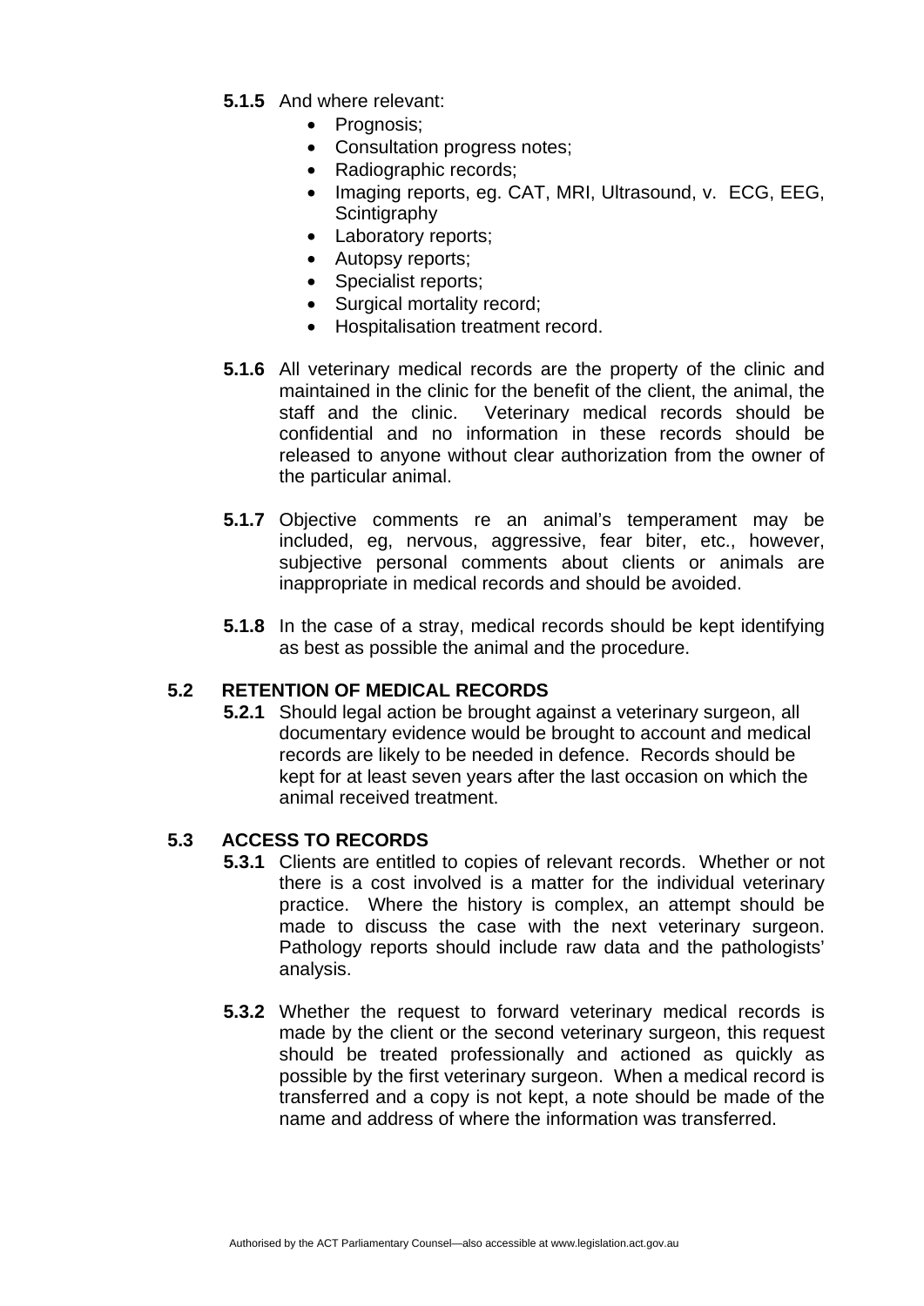**5.1.5** And where relevant:

- Prognosis;
- Consultation progress notes;
- Radiographic records;
- Imaging reports, eg. CAT, MRI, Ultrasound, v. ECG, EEG, Scintigraphy
- Laboratory reports;
- Autopsy reports;
- Specialist reports;
- Surgical mortality record;
- Hospitalisation treatment record.

**5.1.6** All veterinary medical records are the property of the clinic and maintained in the clinic for the benefit of the client, the animal, the staff and the clinic. Veterinary medical records should be confidential and no information in these records should be released to anyone without clear authorization from the owner of the particular animal.

**5.1.7** Objective comments re an animal's temperament may be included, eg, nervous, aggressive, fear biter, etc., however, subjective personal comments about clients or animals are inappropriate in medical records and should be avoided.

**5.1.8** In the case of a stray, medical records should be kept identifying as best as possible the animal and the procedure.

## 5.2 RETENTION OF MEDICAL RECORDS

**5.2.1** Should legal action be brought against a veterinary surgeon, all documentary evidence would be brought to account and medical records are likely to be needed in defence. Records should be kept for at least seven years after the last occasion on which the animal received treatment.

## 5.3 ACCESS TO RECORDS

**5.3.1** Clients are entitled to copies of relevant records. Whether or not there is a cost involved is a matter for the individual veterinary practice. Where the history is complex, an attempt should be made to discuss the case with the next veterinary surgeon. Pathology reports should include raw data and the pathologists' analysis.

**5.3.2** Whether the request to forward veterinary medical records is made by the client or the second veterinary surgeon, this request should be treated professionally and actioned as quickly as possible by the first veterinary surgeon. When a medical record is transferred and a copy is not kept, a note should be made of the name and address of where the information was transferred.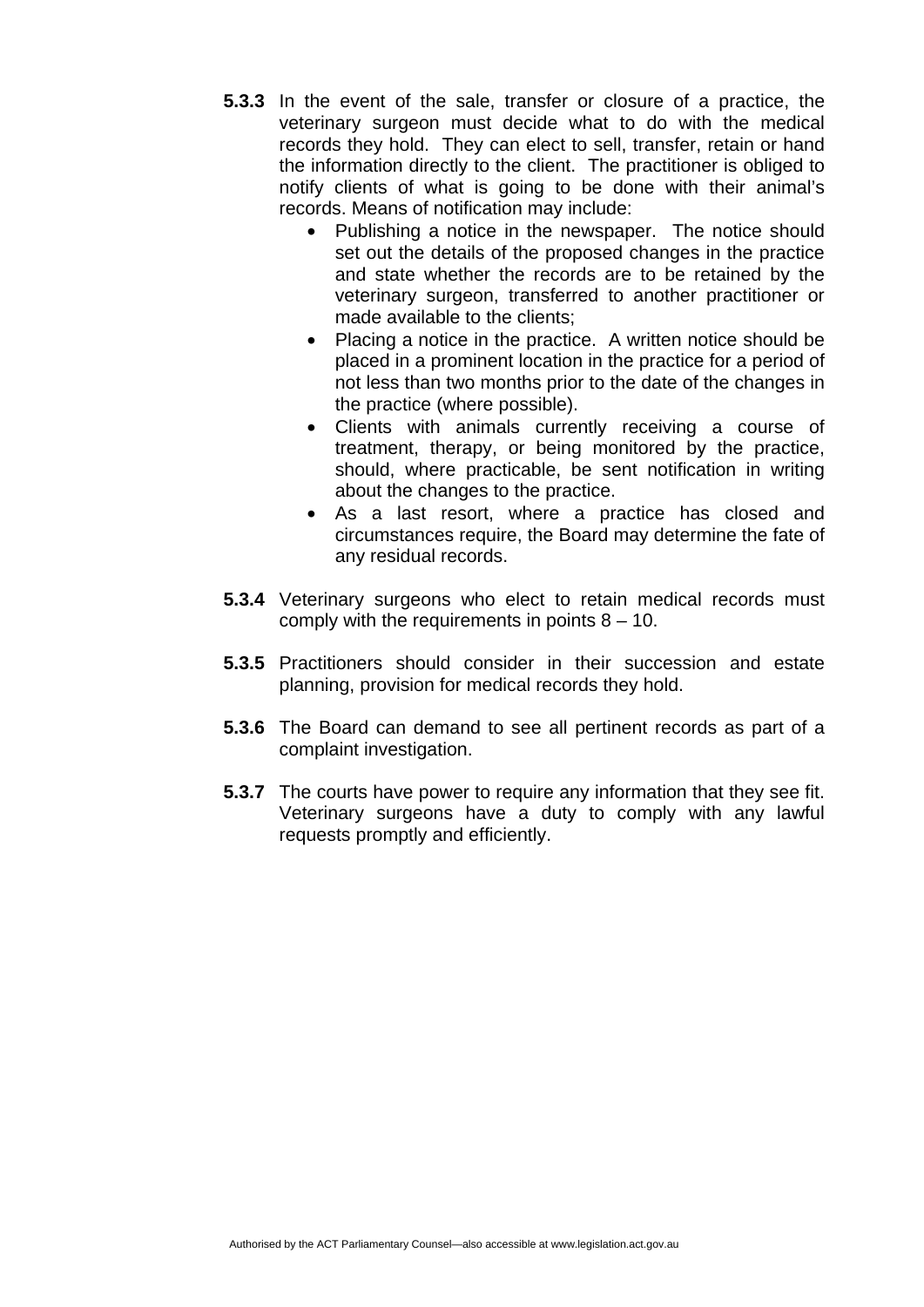**5.3.3** In the event of the sale, transfer or closure of a practice, the veterinary surgeon must decide what to do with the medical records they hold. They can elect to sell, transfer, retain or hand the information directly to the client. The practitioner is obliged to notify clients of what is going to be done with their animal's records. Means of notification may include:

- Publishing a notice in the newspaper. The notice should set out the details of the proposed changes in the practice and state whether the records are to be retained by the veterinary surgeon, transferred to another practitioner or made available to the clients;
- Placing a notice in the practice. A written notice should be placed in a prominent location in the practice for a period of not less than two months prior to the date of the changes in the practice (where possible).
- Clients with animals currently receiving a course of treatment, therapy, or being monitored by the practice, should, where practicable, be sent notification in writing about the changes to the practice.
- As a last resort, where a practice has closed and circumstances require, the Board may determine the fate of any residual records.

**5.3.4** Veterinary surgeons who elect to retain medical records must comply with the requirements in points 8 – 10.

**5.3.5** Practitioners should consider in their succession and estate planning, provision for medical records they hold.

**5.3.6** The Board can demand to see all pertinent records as part of a complaint investigation.

**5.3.7** The courts have power to require any information that they see fit. Veterinary surgeons have a duty to comply with any lawful requests promptly and efficiently.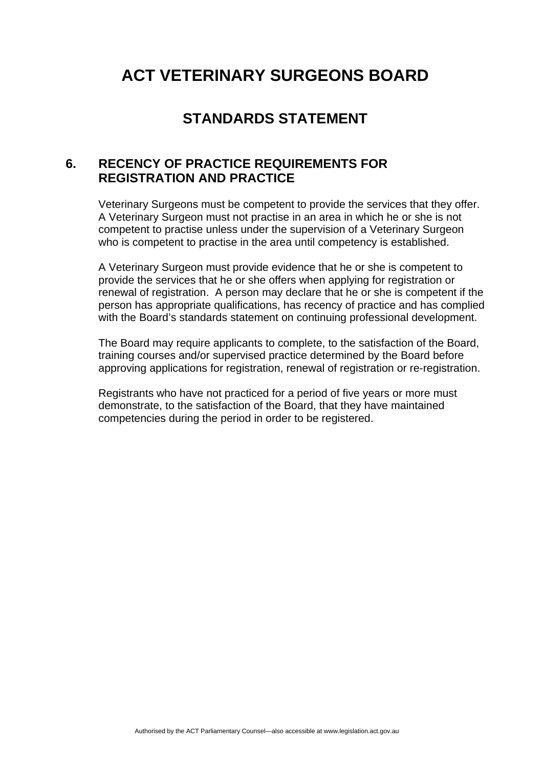# ACT VETERINARY SURGEONS BOARD

## STANDARDS STATEMENT

### 6. RECENCY OF PRACTICE REQUIREMENTS FOR REGISTRATION AND PRACTICE

Veterinary Surgeons must be competent to provide the services that they offer. A Veterinary Surgeon must not practise in an area in which he or she is not competent to practise unless under the supervision of a Veterinary Surgeon who is competent to practise in the area until competency is established.

A Veterinary Surgeon must provide evidence that he or she is competent to provide the services that he or she offers when applying for registration or renewal of registration. A person may declare that he or she is competent if the person has appropriate qualifications, has recency of practice and has complied with the Board's standards statement on continuing professional development.

The Board may require applicants to complete, to the satisfaction of the Board, training courses and/or supervised practice determined by the Board before approving applications for registration, renewal of registration or re-registration.

Registrants who have not practiced for a period of five years or more must demonstrate, to the satisfaction of the Board, that they have maintained competencies during the period in order to be registered.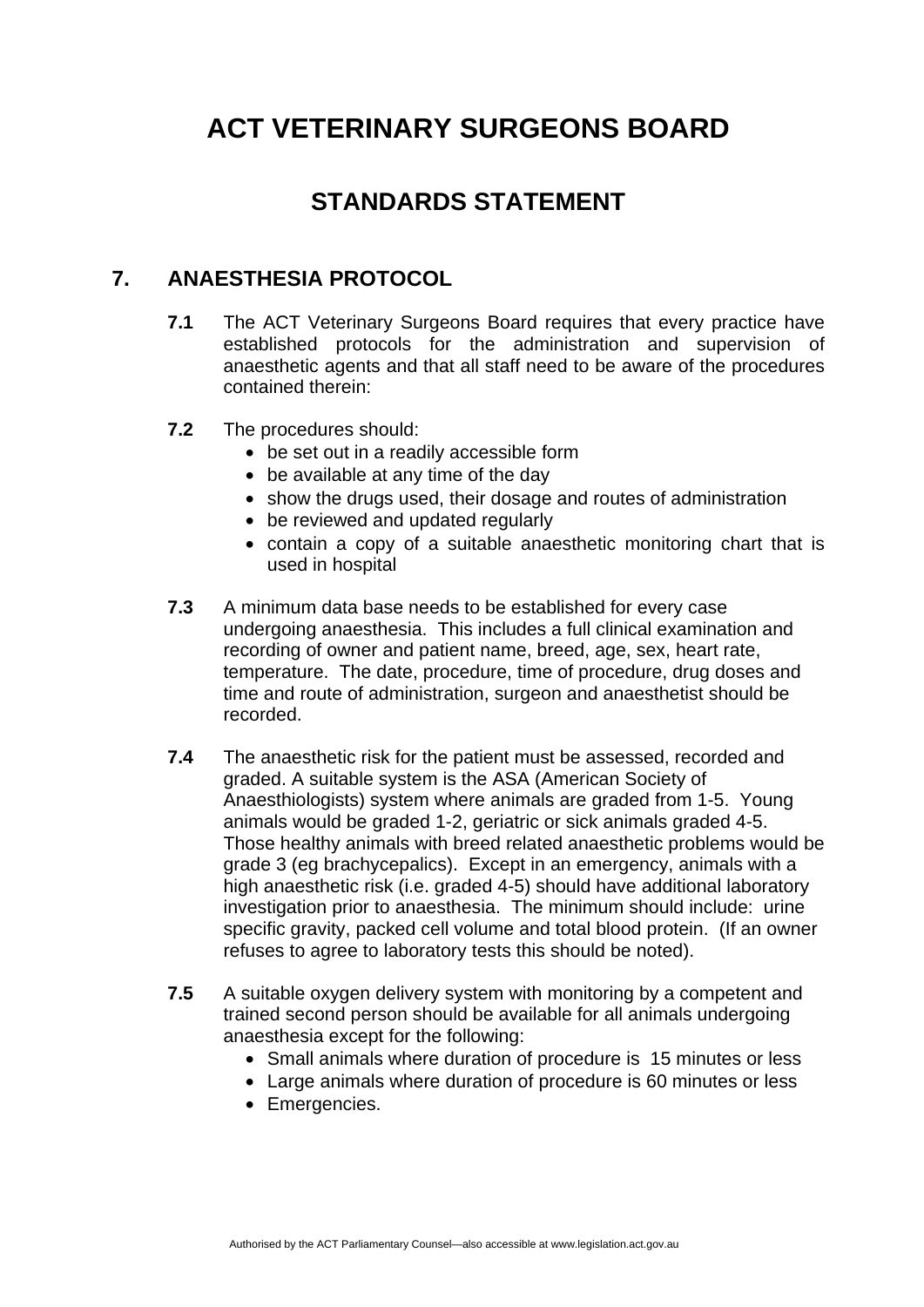# ACT VETERINARY SURGEONS BOARD

## STANDARDS STATEMENT

### 7. ANAESTHESIA PROTOCOL

**7.1** The ACT Veterinary Surgeons Board requires that every practice have established protocols for the administration and supervision of anaesthetic agents and that all staff need to be aware of the procedures contained therein:

**7.2** The procedures should:

- be set out in a readily accessible form
- be available at any time of the day
- show the drugs used, their dosage and routes of administration
- be reviewed and updated regularly
- contain a copy of a suitable anaesthetic monitoring chart that is used in hospital

**7.3** A minimum data base needs to be established for every case undergoing anaesthesia. This includes a full clinical examination and recording of owner and patient name, breed, age, sex, heart rate, temperature. The date, procedure, time of procedure, drug doses and time and route of administration, surgeon and anaesthetist should be recorded.

**7.4** The anaesthetic risk for the patient must be assessed, recorded and graded. A suitable system is the ASA (American Society of Anaesthiologists) system where animals are graded from 1-5. Young animals would be graded 1-2, geriatric or sick animals graded 4-5. Those healthy animals with breed related anaesthetic problems would be grade 3 (eg brachycepalics). Except in an emergency, animals with a high anaesthetic risk (i.e. graded 4-5) should have additional laboratory investigation prior to anaesthesia. The minimum should include: urine specific gravity, packed cell volume and total blood protein. (If an owner refuses to agree to laboratory tests this should be noted).

**7.5** A suitable oxygen delivery system with monitoring by a competent and trained second person should be available for all animals undergoing anaesthesia except for the following:

- Small animals where duration of procedure is 15 minutes or less
- Large animals where duration of procedure is 60 minutes or less
- Emergencies.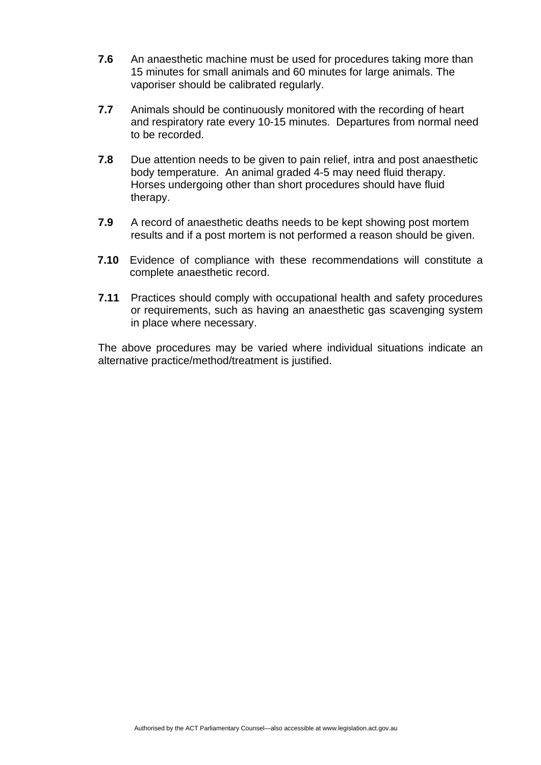**7.6** An anaesthetic machine must be used for procedures taking more than 15 minutes for small animals and 60 minutes for large animals. The vaporiser should be calibrated regularly.

**7.7** Animals should be continuously monitored with the recording of heart and respiratory rate every 10-15 minutes. Departures from normal need to be recorded.

**7.8** Due attention needs to be given to pain relief, intra and post anaesthetic body temperature. An animal graded 4-5 may need fluid therapy. Horses undergoing other than short procedures should have fluid therapy.

**7.9** A record of anaesthetic deaths needs to be kept showing post mortem results and if a post mortem is not performed a reason should be given.

**7.10** Evidence of compliance with these recommendations will constitute a complete anaesthetic record.

**7.11** Practices should comply with occupational health and safety procedures or requirements, such as having an anaesthetic gas scavenging system in place where necessary.

The above procedures may be varied where individual situations indicate an alternative practice/method/treatment is justified.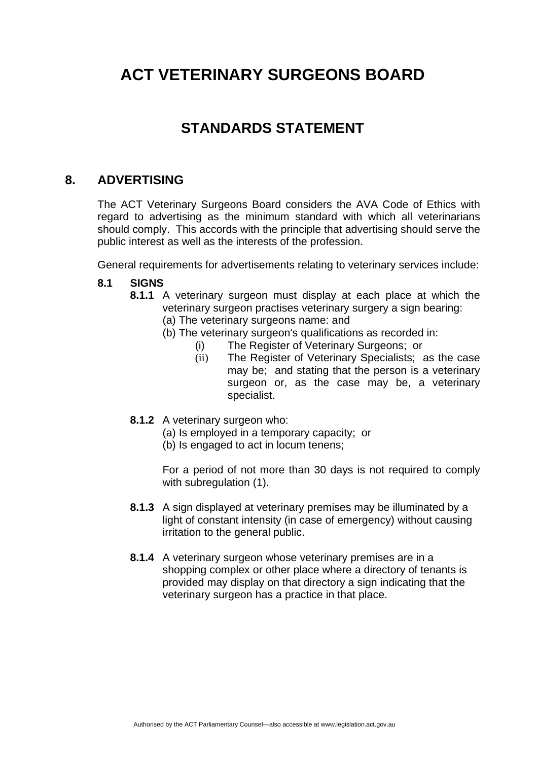# ACT VETERINARY SURGEONS BOARD

## STANDARDS STATEMENT

### 8. ADVERTISING

The ACT Veterinary Surgeons Board considers the AVA Code of Ethics with regard to advertising as the minimum standard with which all veterinarians should comply. This accords with the principle that advertising should serve the public interest as well as the interests of the profession.

General requirements for advertisements relating to veterinary services include:

**8.1 SIGNS**

**8.1.1** A veterinary surgeon must display at each place at which the veterinary surgeon practises veterinary surgery a sign bearing:

(a) The veterinary surgeons name: and

(b) The veterinary surgeon's qualifications as recorded in:

(i) The Register of Veterinary Surgeons; or

(ii) The Register of Veterinary Specialists; as the case may be; and stating that the person is a veterinary surgeon or, as the case may be, a veterinary specialist.

**8.1.2** A veterinary surgeon who:

(a) Is employed in a temporary capacity; or

(b) Is engaged to act in locum tenens;

For a period of not more than 30 days is not required to comply with subregulation (1).

**8.1.3** A sign displayed at veterinary premises may be illuminated by a light of constant intensity (in case of emergency) without causing irritation to the general public.

**8.1.4** A veterinary surgeon whose veterinary premises are in a shopping complex or other place where a directory of tenants is provided may display on that directory a sign indicating that the veterinary surgeon has a practice in that place.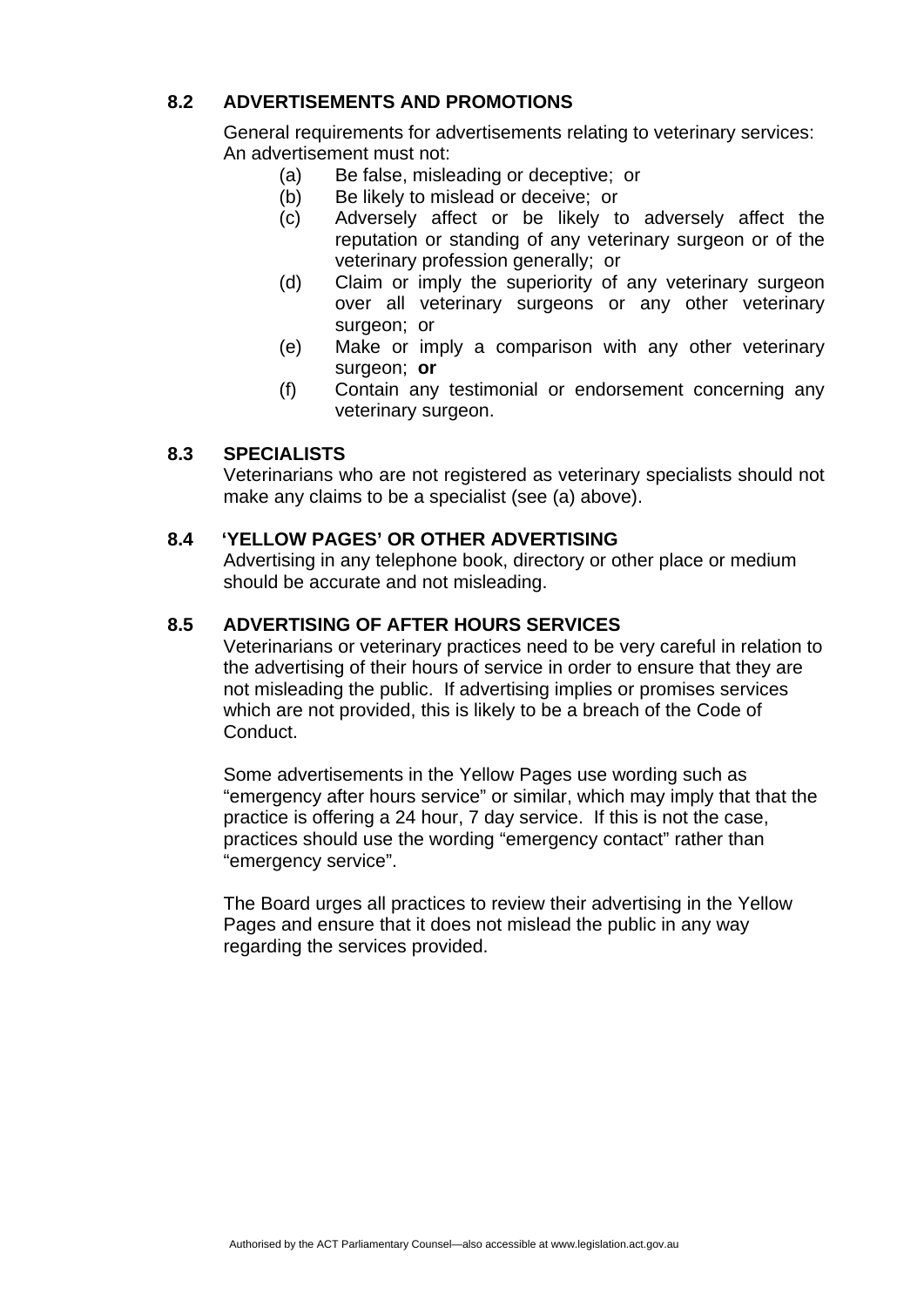## 8.2 ADVERTISEMENTS AND PROMOTIONS

General requirements for advertisements relating to veterinary services: An advertisement must not:

(a) Be false, misleading or deceptive; or

(b) Be likely to mislead or deceive; or

(c) Adversely affect or be likely to adversely affect the reputation or standing of any veterinary surgeon or of the veterinary profession generally; or

(d) Claim or imply the superiority of any veterinary surgeon over all veterinary surgeons or any other veterinary surgeon; or

(e) Make or imply a comparison with any other veterinary surgeon; **or**

(f) Contain any testimonial or endorsement concerning any veterinary surgeon.

## 8.3 SPECIALISTS

Veterinarians who are not registered as veterinary specialists should not make any claims to be a specialist (see (a) above).

## 8.4 'YELLOW PAGES' OR OTHER ADVERTISING

Advertising in any telephone book, directory or other place or medium should be accurate and not misleading.

## 8.5 ADVERTISING OF AFTER HOURS SERVICES

Veterinarians or veterinary practices need to be very careful in relation to the advertising of their hours of service in order to ensure that they are not misleading the public. If advertising implies or promises services which are not provided, this is likely to be a breach of the Code of Conduct.

Some advertisements in the Yellow Pages use wording such as "emergency after hours service" or similar, which may imply that that the practice is offering a 24 hour, 7 day service. If this is not the case, practices should use the wording "emergency contact" rather than "emergency service".

The Board urges all practices to review their advertising in the Yellow Pages and ensure that it does not mislead the public in any way regarding the services provided.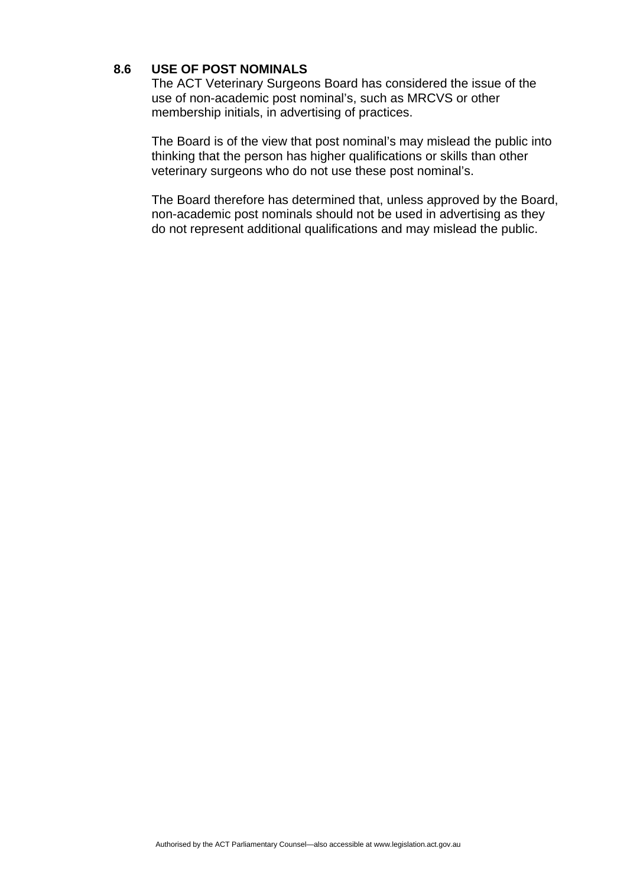### 8.6 USE OF POST NOMINALS

The ACT Veterinary Surgeons Board has considered the issue of the use of non-academic post nominal's, such as MRCVS or other membership initials, in advertising of practices.

The Board is of the view that post nominal's may mislead the public into thinking that the person has higher qualifications or skills than other veterinary surgeons who do not use these post nominal's.

The Board therefore has determined that, unless approved by the Board, non-academic post nominals should not be used in advertising as they do not represent additional qualifications and may mislead the public.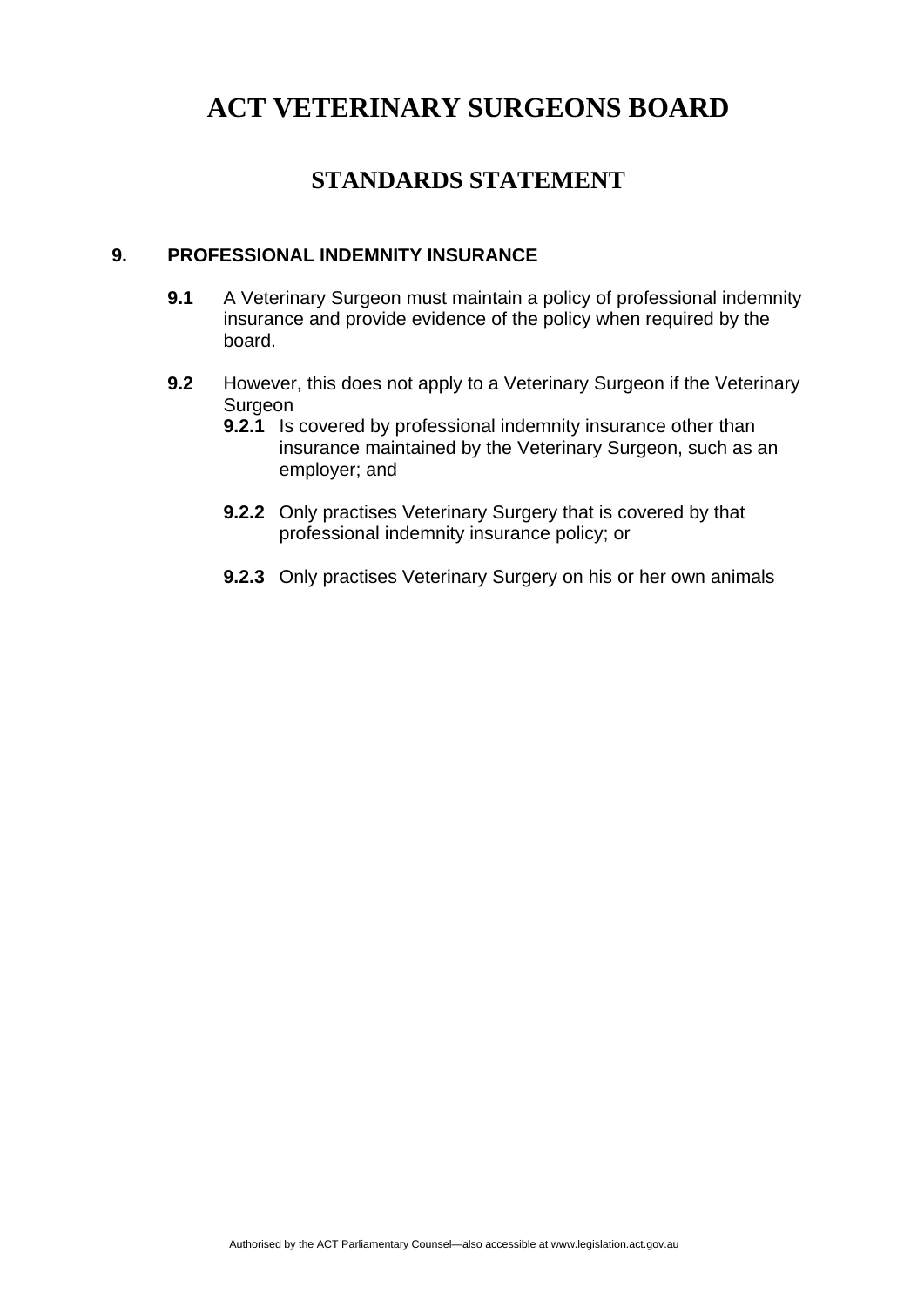# ACT VETERINARY SURGEONS BOARD

## STANDARDS STATEMENT

### 9. PROFESSIONAL INDEMNITY INSURANCE

**9.1** A Veterinary Surgeon must maintain a policy of professional indemnity insurance and provide evidence of the policy when required by the board.

**9.2** However, this does not apply to a Veterinary Surgeon if the Veterinary Surgeon

- **9.2.1** Is covered by professional indemnity insurance other than insurance maintained by the Veterinary Surgeon, such as an employer; and

- **9.2.2** Only practises Veterinary Surgery that is covered by that professional indemnity insurance policy; or

- **9.2.3** Only practises Veterinary Surgery on his or her own animals

Authorised by the ACT Parliamentary Counsel—also accessible at www.legislation.act.gov.au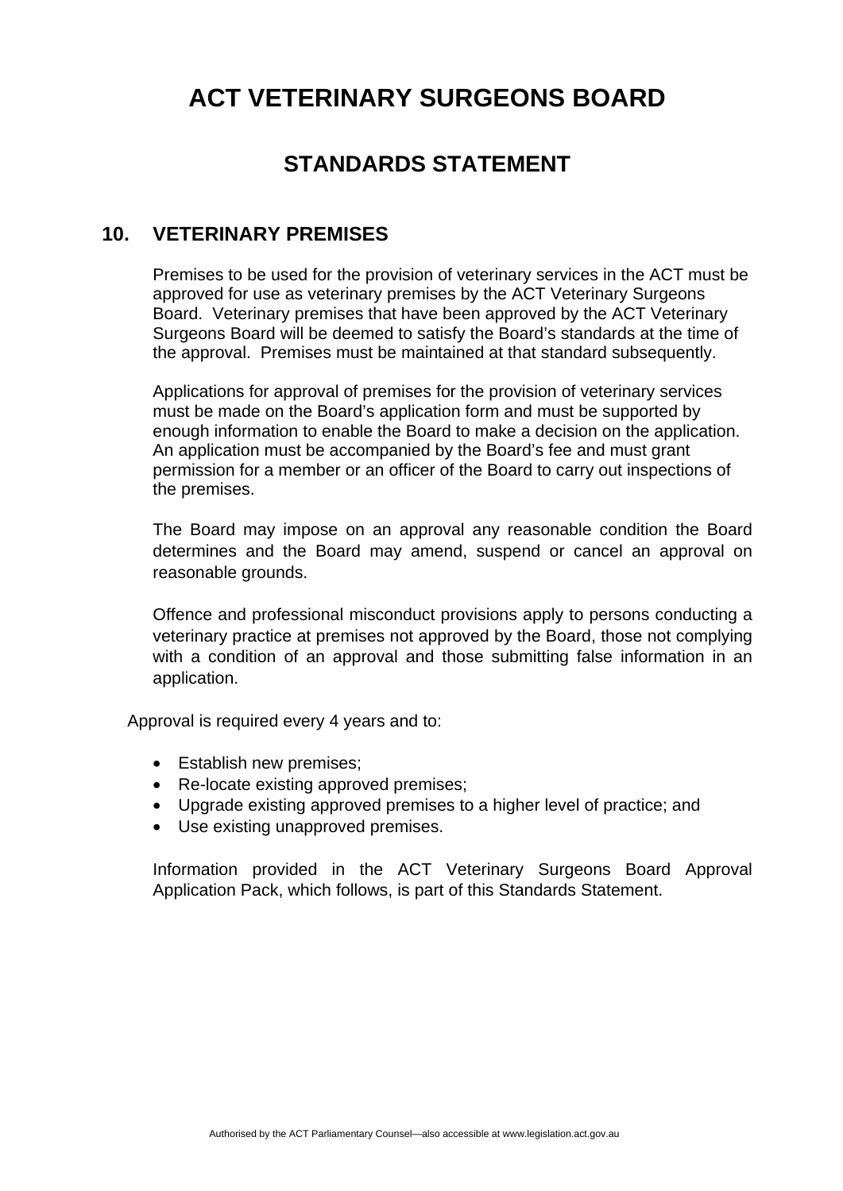# ACT VETERINARY SURGEONS BOARD

## STANDARDS STATEMENT

### 10. VETERINARY PREMISES

Premises to be used for the provision of veterinary services in the ACT must be approved for use as veterinary premises by the ACT Veterinary Surgeons Board. Veterinary premises that have been approved by the ACT Veterinary Surgeons Board will be deemed to satisfy the Board's standards at the time of the approval. Premises must be maintained at that standard subsequently.

Applications for approval of premises for the provision of veterinary services must be made on the Board's application form and must be supported by enough information to enable the Board to make a decision on the application. An application must be accompanied by the Board's fee and must grant permission for a member or an officer of the Board to carry out inspections of the premises.

The Board may impose on an approval any reasonable condition the Board determines and the Board may amend, suspend or cancel an approval on reasonable grounds.

Offence and professional misconduct provisions apply to persons conducting a veterinary practice at premises not approved by the Board, those not complying with a condition of an approval and those submitting false information in an application.

Approval is required every 4 years and to:

- Establish new premises;
- Re-locate existing approved premises;
- Upgrade existing approved premises to a higher level of practice; and
- Use existing unapproved premises.

Information provided in the ACT Veterinary Surgeons Board Approval Application Pack, which follows, is part of this Standards Statement.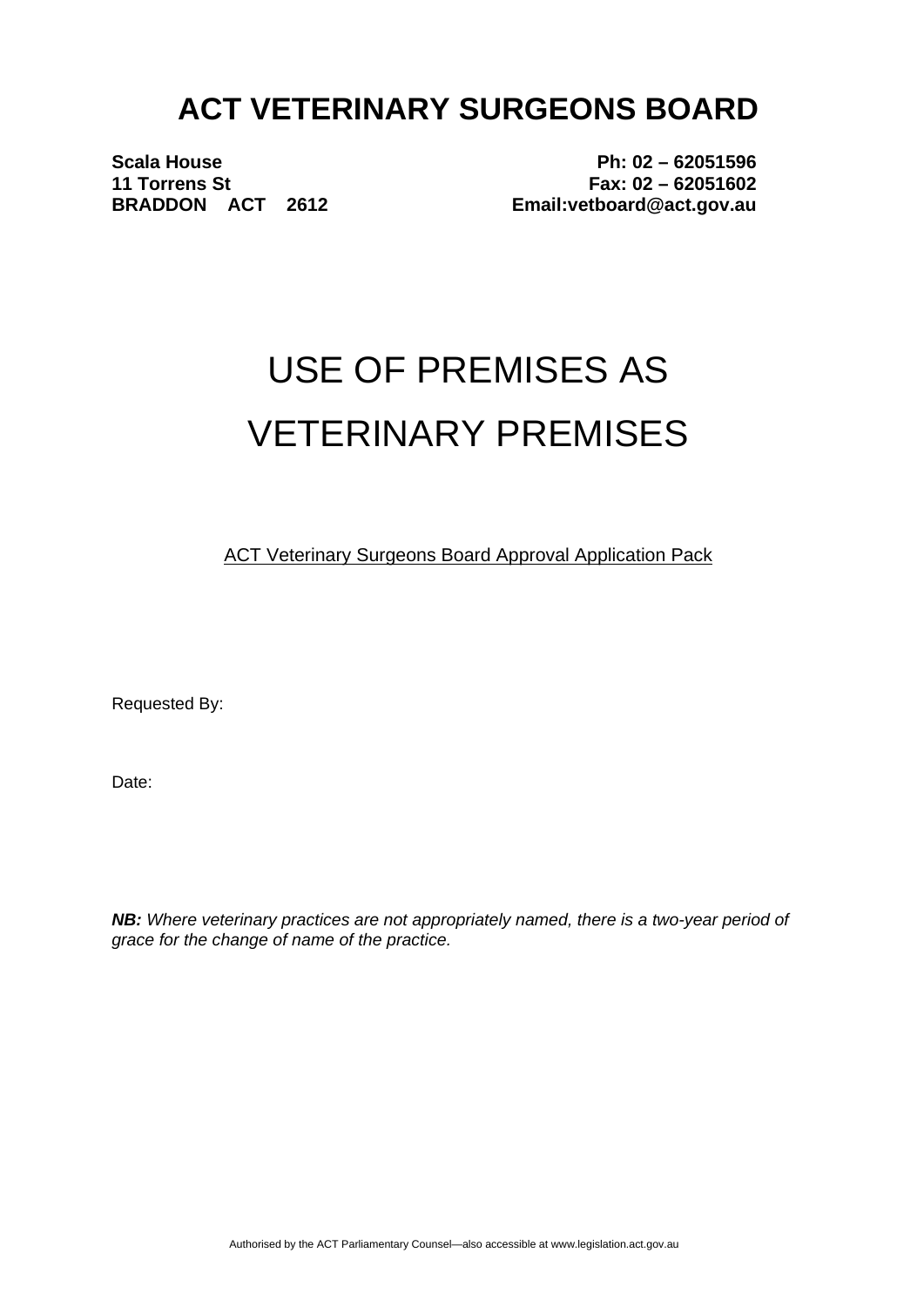# ACT VETERINARY SURGEONS BOARD

**Scala House**
**11 Torrens St**
**BRADDON ACT 2612**

**Ph: 02 – 62051596**
**Fax: 02 – 62051602**
**Email:vetboard@act.gov.au**

# USE OF PREMISES AS VETERINARY PREMISES

ACT Veterinary Surgeons Board Approval Application Pack

Requested By:

Date:

***NB:*** *Where veterinary practices are not appropriately named, there is a two-year period of grace for the change of name of the practice.*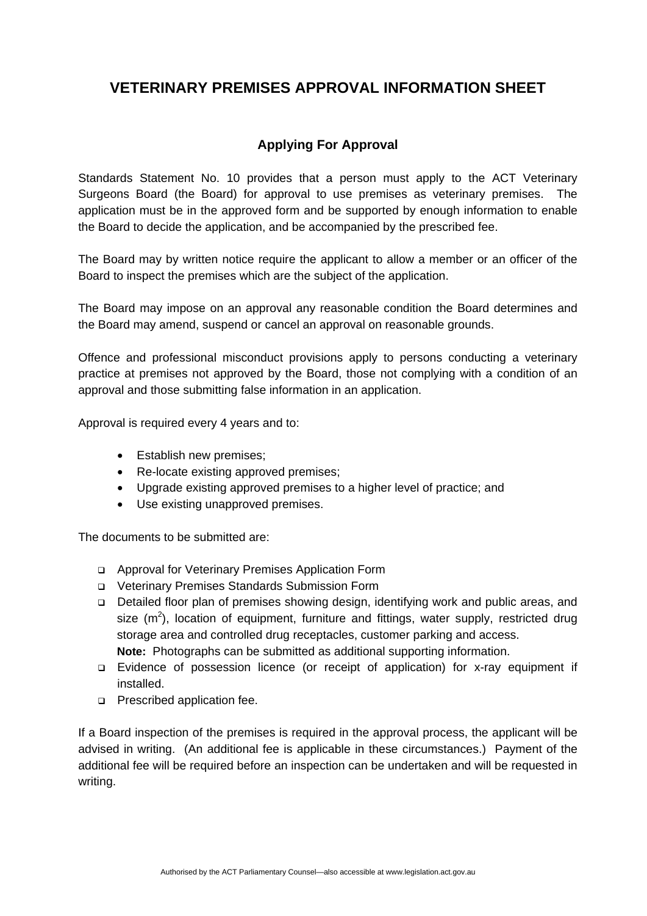# VETERINARY PREMISES APPROVAL INFORMATION SHEET

## Applying For Approval

Standards Statement No. 10 provides that a person must apply to the ACT Veterinary Surgeons Board (the Board) for approval to use premises as veterinary premises. The application must be in the approved form and be supported by enough information to enable the Board to decide the application, and be accompanied by the prescribed fee.

The Board may by written notice require the applicant to allow a member or an officer of the Board to inspect the premises which are the subject of the application.

The Board may impose on an approval any reasonable condition the Board determines and the Board may amend, suspend or cancel an approval on reasonable grounds.

Offence and professional misconduct provisions apply to persons conducting a veterinary practice at premises not approved by the Board, those not complying with a condition of an approval and those submitting false information in an application.

Approval is required every 4 years and to:

- Establish new premises;
- Re-locate existing approved premises;
- Upgrade existing approved premises to a higher level of practice; and
- Use existing unapproved premises.

The documents to be submitted are:

- Approval for Veterinary Premises Application Form
- Veterinary Premises Standards Submission Form
- Detailed floor plan of premises showing design, identifying work and public areas, and size ($m^2$), location of equipment, furniture and fittings, water supply, restricted drug storage area and controlled drug receptacles, customer parking and access.
  **Note:** Photographs can be submitted as additional supporting information.
- Evidence of possession licence (or receipt of application) for x-ray equipment if installed.
- Prescribed application fee.

If a Board inspection of the premises is required in the approval process, the applicant will be advised in writing. (An additional fee is applicable in these circumstances.) Payment of the additional fee will be required before an inspection can be undertaken and will be requested in writing.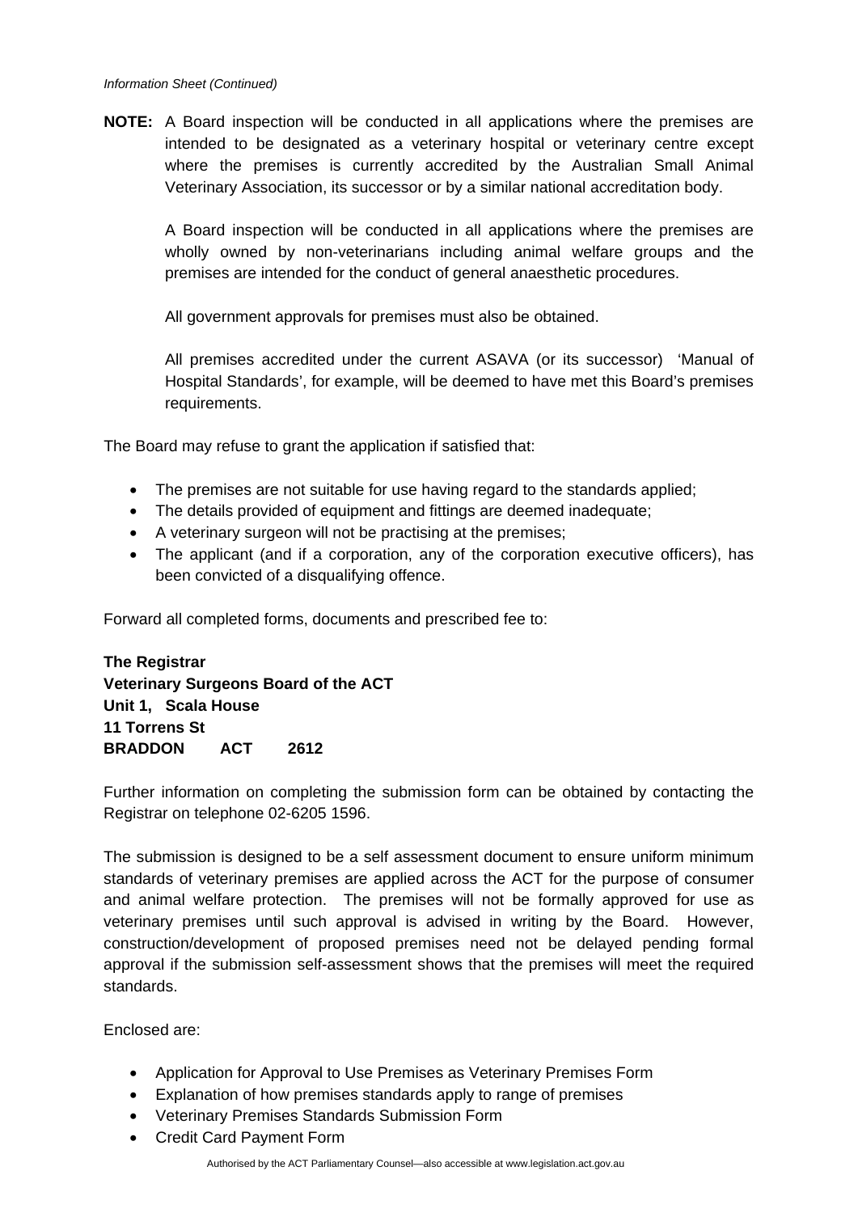*Information Sheet (Continued)*

**NOTE:** A Board inspection will be conducted in all applications where the premises are intended to be designated as a veterinary hospital or veterinary centre except where the premises is currently accredited by the Australian Small Animal Veterinary Association, its successor or by a similar national accreditation body.

A Board inspection will be conducted in all applications where the premises are wholly owned by non-veterinarians including animal welfare groups and the premises are intended for the conduct of general anaesthetic procedures.

All government approvals for premises must also be obtained.

All premises accredited under the current ASAVA (or its successor) 'Manual of Hospital Standards', for example, will be deemed to have met this Board's premises requirements.

The Board may refuse to grant the application if satisfied that:

- The premises are not suitable for use having regard to the standards applied;
- The details provided of equipment and fittings are deemed inadequate;
- A veterinary surgeon will not be practising at the premises;
- The applicant (and if a corporation, any of the corporation executive officers), has been convicted of a disqualifying offence.

Forward all completed forms, documents and prescribed fee to:

**The Registrar**
**Veterinary Surgeons Board of the ACT**
**Unit 1, Scala House**
**11 Torrens St**
**BRADDON ACT 2612**

Further information on completing the submission form can be obtained by contacting the Registrar on telephone 02-6205 1596.

The submission is designed to be a self assessment document to ensure uniform minimum standards of veterinary premises are applied across the ACT for the purpose of consumer and animal welfare protection. The premises will not be formally approved for use as veterinary premises until such approval is advised in writing by the Board. However, construction/development of proposed premises need not be delayed pending formal approval if the submission self-assessment shows that the premises will meet the required standards.

Enclosed are:

- Application for Approval to Use Premises as Veterinary Premises Form
- Explanation of how premises standards apply to range of premises
- Veterinary Premises Standards Submission Form
- Credit Card Payment Form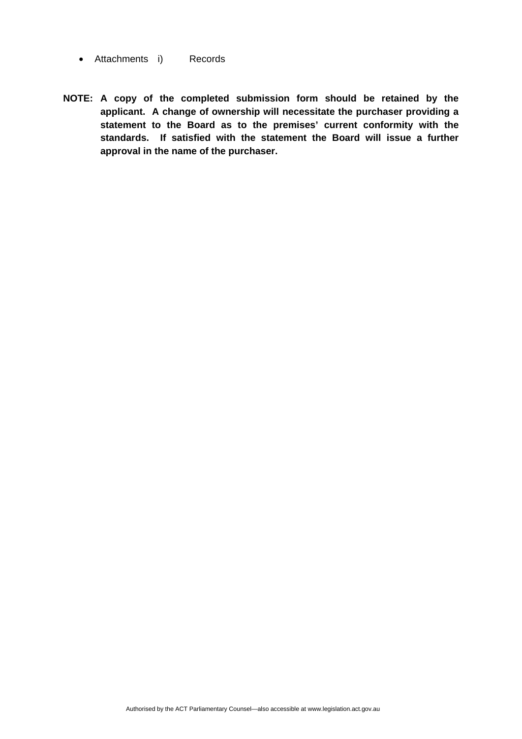- Attachments i) Records

**NOTE: A copy of the completed submission form should be retained by the applicant. A change of ownership will necessitate the purchaser providing a statement to the Board as to the premises' current conformity with the standards. If satisfied with the statement the Board will issue a further approval in the name of the purchaser.**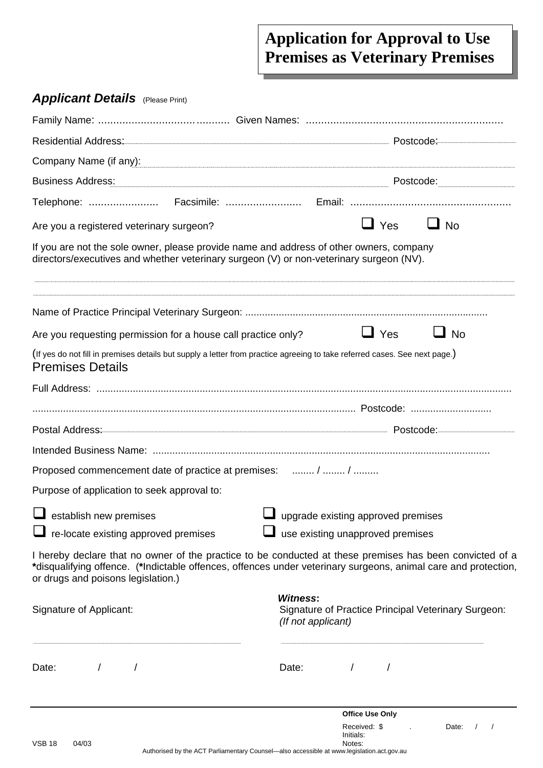# Application for Approval to Use Premises as Veterinary Premises

## *Applicant Details* (Please Print)

Family Name: ........................................ Given Names: ..................................................................

Residential Address:.................................................................................................... Postcode:..................

Company Name (if any):..........................................................................................................................

Business Address:......................................................................................................... Postcode:..................

Telephone: ....................... Facsimile: ......................... Email: ....................................................

Are you a registered veterinary surgeon? ☐ Yes ☐ No

If you are not the sole owner, please provide name and address of other owners, company directors/executives and whether veterinary surgeon (V) or non-veterinary surgeon (NV).

..........................................................................................................................................................

..........................................................................................................................................................

Name of Practice Principal Veterinary Surgeon: ......................................................................................

Are you requesting permission for a house call practice only? ☐ Yes ☐ No

(If yes do not fill in premises details but supply a letter from practice agreeing to take referred cases. See next page.)

## Premises Details

Full Address: ..........................................................................................................................................

.................................................................................................................. Postcode: ............................

Postal Address:............................................................................................................ Postcode:..................

Intended Business Name: .......................................................................................................................

Proposed commencement date of practice at premises: ........ / ........ / .........

Purpose of application to seek approval to:

☐ establish new premises ☐ upgrade existing approved premises

☐ re-locate existing approved premises ☐ use existing unapproved premises

I hereby declare that no owner of the practice to be conducted at these premises has been convicted of a **\***disqualifying offence. (**\***Indictable offences, offences under veterinary surgeons, animal care and protection, or drugs and poisons legislation.)

Signature of Applicant:

..............................................................

Date: / /

***Witness*****:**
Signature of Practice Principal Veterinary Surgeon:
*(If not applicant)*

..............................................................

Date: / /

**Office Use Only**

Received: $ . Date: / /
Initials:
Notes:

VSB 18 04/03

Authorised by the ACT Parliamentary Counsel—also accessible at www.legislation.act.gov.au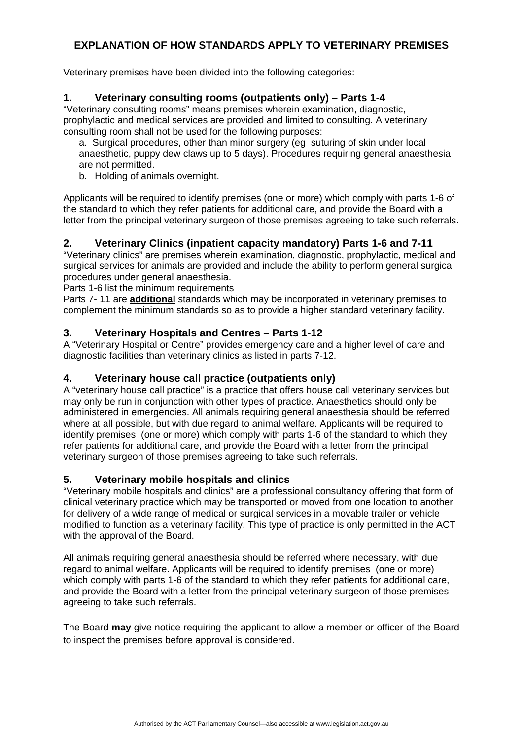# EXPLANATION OF HOW STANDARDS APPLY TO VETERINARY PREMISES

Veterinary premises have been divided into the following categories:

## 1. Veterinary consulting rooms (outpatients only) – Parts 1-4

“Veterinary consulting rooms” means premises wherein examination, diagnostic, prophylactic and medical services are provided and limited to consulting. A veterinary consulting room shall not be used for the following purposes:

a. Surgical procedures, other than minor surgery (eg suturing of skin under local anaesthetic, puppy dew claws up to 5 days). Procedures requiring general anaesthesia are not permitted.
b. Holding of animals overnight.

Applicants will be required to identify premises (one or more) which comply with parts 1-6 of the standard to which they refer patients for additional care, and provide the Board with a letter from the principal veterinary surgeon of those premises agreeing to take such referrals.

## 2. Veterinary Clinics (inpatient capacity mandatory) Parts 1-6 and 7-11

“Veterinary clinics” are premises wherein examination, diagnostic, prophylactic, medical and surgical services for animals are provided and include the ability to perform general surgical procedures under general anaesthesia.

Parts 1-6 list the minimum requirements

Parts 7- 11 are **additional** standards which may be incorporated in veterinary premises to complement the minimum standards so as to provide a higher standard veterinary facility.

## 3. Veterinary Hospitals and Centres – Parts 1-12

A “Veterinary Hospital or Centre” provides emergency care and a higher level of care and diagnostic facilities than veterinary clinics as listed in parts 7-12.

## 4. Veterinary house call practice (outpatients only)

A “veterinary house call practice” is a practice that offers house call veterinary services but may only be run in conjunction with other types of practice. Anaesthetics should only be administered in emergencies. All animals requiring general anaesthesia should be referred where at all possible, but with due regard to animal welfare. Applicants will be required to identify premises (one or more) which comply with parts 1-6 of the standard to which they refer patients for additional care, and provide the Board with a letter from the principal veterinary surgeon of those premises agreeing to take such referrals.

## 5. Veterinary mobile hospitals and clinics

“Veterinary mobile hospitals and clinics” are a professional consultancy offering that form of clinical veterinary practice which may be transported or moved from one location to another for delivery of a wide range of medical or surgical services in a movable trailer or vehicle modified to function as a veterinary facility. This type of practice is only permitted in the ACT with the approval of the Board.

All animals requiring general anaesthesia should be referred where necessary, with due regard to animal welfare. Applicants will be required to identify premises (one or more) which comply with parts 1-6 of the standard to which they refer patients for additional care, and provide the Board with a letter from the principal veterinary surgeon of those premises agreeing to take such referrals.

The Board **may** give notice requiring the applicant to allow a member or officer of the Board to inspect the premises before approval is considered.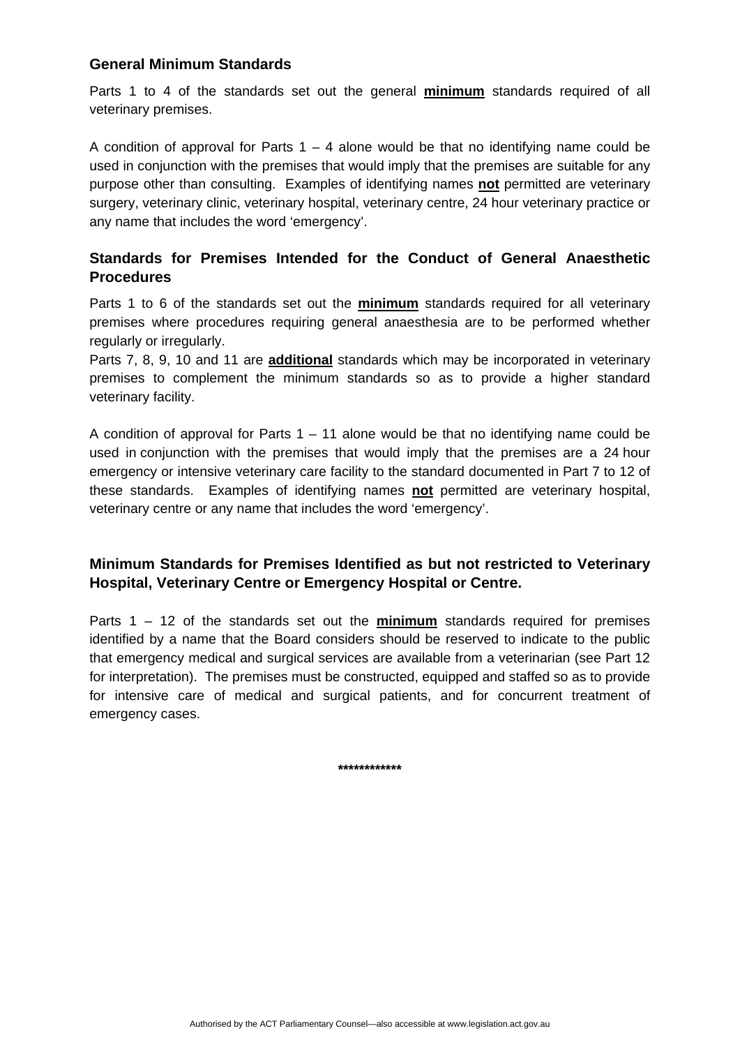## General Minimum Standards

Parts 1 to 4 of the standards set out the general **minimum** standards required of all veterinary premises.

A condition of approval for Parts 1 – 4 alone would be that no identifying name could be used in conjunction with the premises that would imply that the premises are suitable for any purpose other than consulting. Examples of identifying names **not** permitted are veterinary surgery, veterinary clinic, veterinary hospital, veterinary centre, 24 hour veterinary practice or any name that includes the word 'emergency'.

## Standards for Premises Intended for the Conduct of General Anaesthetic Procedures

Parts 1 to 6 of the standards set out the **minimum** standards required for all veterinary premises where procedures requiring general anaesthesia are to be performed whether regularly or irregularly.

Parts 7, 8, 9, 10 and 11 are **additional** standards which may be incorporated in veterinary premises to complement the minimum standards so as to provide a higher standard veterinary facility.

A condition of approval for Parts 1 – 11 alone would be that no identifying name could be used in conjunction with the premises that would imply that the premises are a 24 hour emergency or intensive veterinary care facility to the standard documented in Part 7 to 12 of these standards. Examples of identifying names **not** permitted are veterinary hospital, veterinary centre or any name that includes the word 'emergency'.

## Minimum Standards for Premises Identified as but not restricted to Veterinary Hospital, Veterinary Centre or Emergency Hospital or Centre.

Parts 1 – 12 of the standards set out the **minimum** standards required for premises identified by a name that the Board considers should be reserved to indicate to the public that emergency medical and surgical services are available from a veterinarian (see Part 12 for interpretation). The premises must be constructed, equipped and staffed so as to provide for intensive care of medical and surgical patients, and for concurrent treatment of emergency cases.

************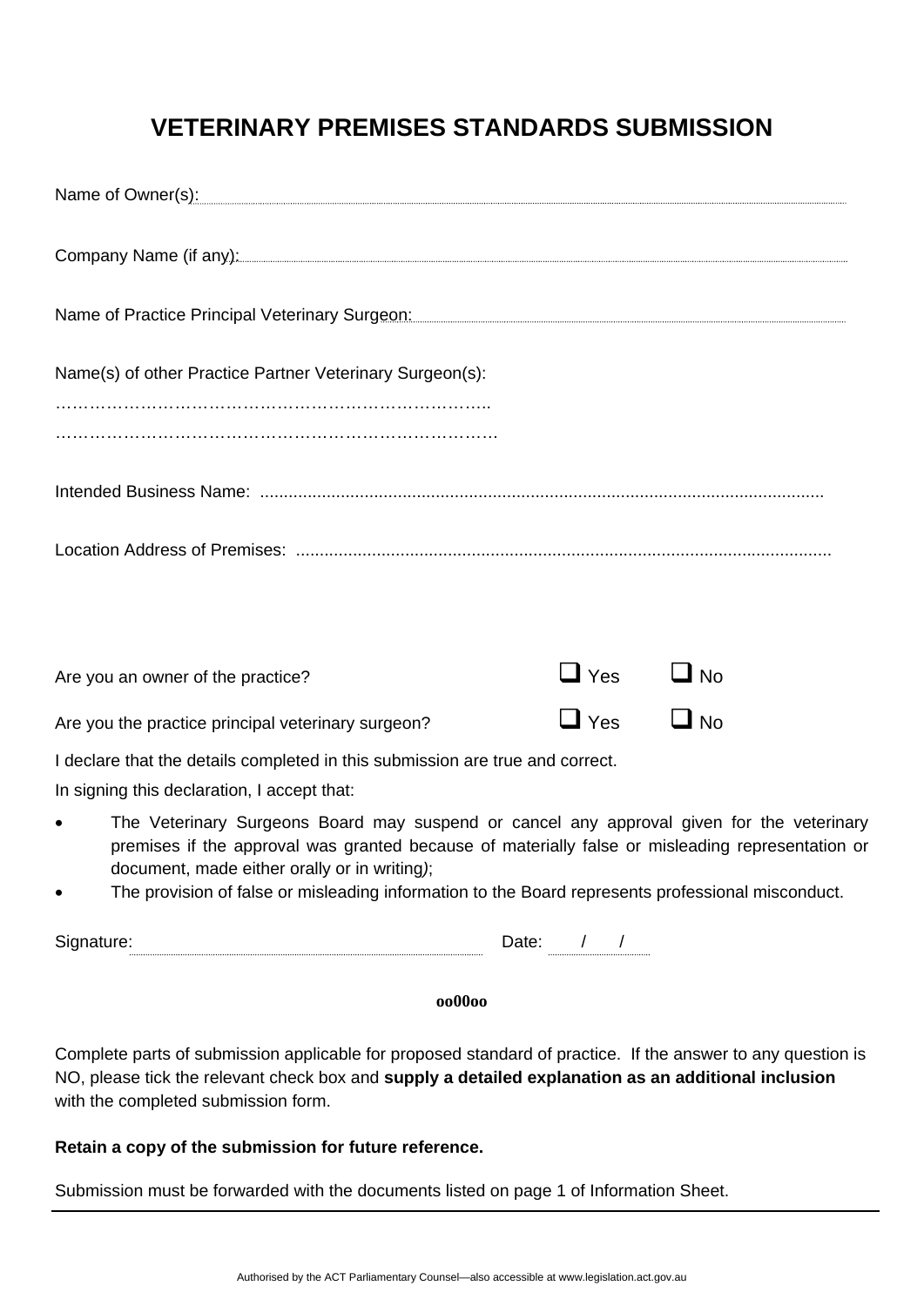# VETERINARY PREMISES STANDARDS SUBMISSION

Name of Owner(s):..........................................................................................................................................

Company Name (if any):.................................................................................................................................

Name of Practice Principal Veterinary Surgeon:.........................................................................................

Name(s) of other Practice Partner Veterinary Surgeon(s):

………………………………………………………………..

……………………………………………………………………

Intended Business Name: .....................................................................................................................

Location Address of Premises: ...............................................................................................................

Are you an owner of the practice? ☐ Yes ☐ No

Are you the practice principal veterinary surgeon? ☐ Yes ☐ No

I declare that the details completed in this submission are true and correct.

In signing this declaration, I accept that:

- The Veterinary Surgeons Board may suspend or cancel any approval given for the veterinary premises if the approval was granted because of materially false or misleading representation or document, made either orally or in writing*)*;
- The provision of false or misleading information to the Board represents professional misconduct.

Signature:........................................................................ Date: ..... / ..... / .....

**oo00oo**

Complete parts of submission applicable for proposed standard of practice. If the answer to any question is NO, please tick the relevant check box and **supply a detailed explanation as an additional inclusion** with the completed submission form.

**Retain a copy of the submission for future reference.**

Submission must be forwarded with the documents listed on page 1 of Information Sheet.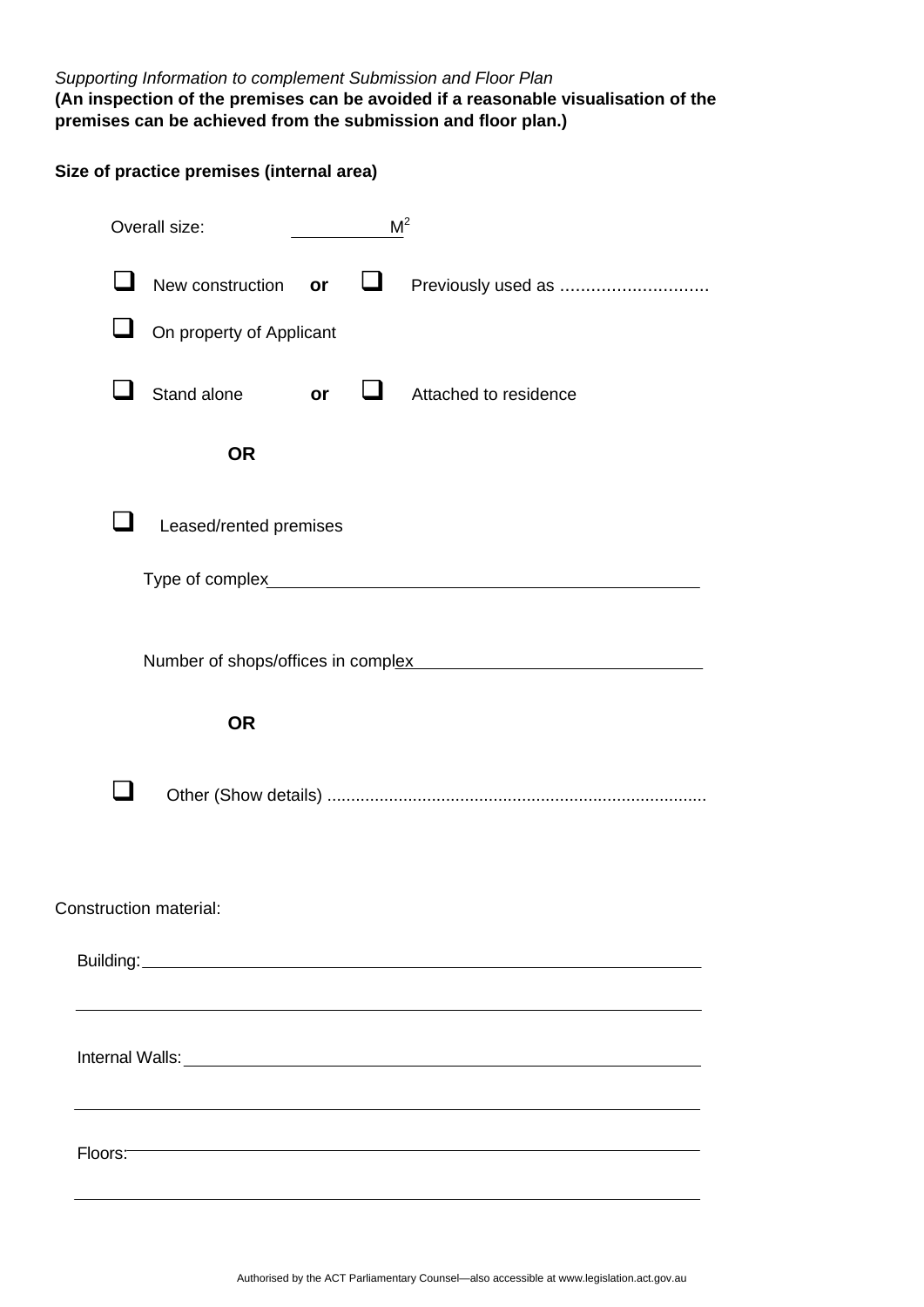*Supporting Information to complement Submission and Floor Plan*
**(An inspection of the premises can be avoided if a reasonable visualisation of the premises can be achieved from the submission and floor plan.)**

**Size of practice premises (internal area)**

Overall size: __________ $M^2$

☐ New construction **or** ☐ Previously used as .............................

☐ On property of Applicant

☐ Stand alone **or** ☐ Attached to residence

**OR**

☐ Leased/rented premises

Type of complex ______________________________________________

Number of shops/offices in complex ______________________________

**OR**

☐ Other (Show details) ..............................................................................

Construction material:

Building: ____________________________________________________________

______________________________________________________________________

Internal Walls: _______________________________________________________

______________________________________________________________________

Floors: ______________________________________________________________

______________________________________________________________________

Authorised by the ACT Parliamentary Counsel—also accessible at www.legislation.act.gov.au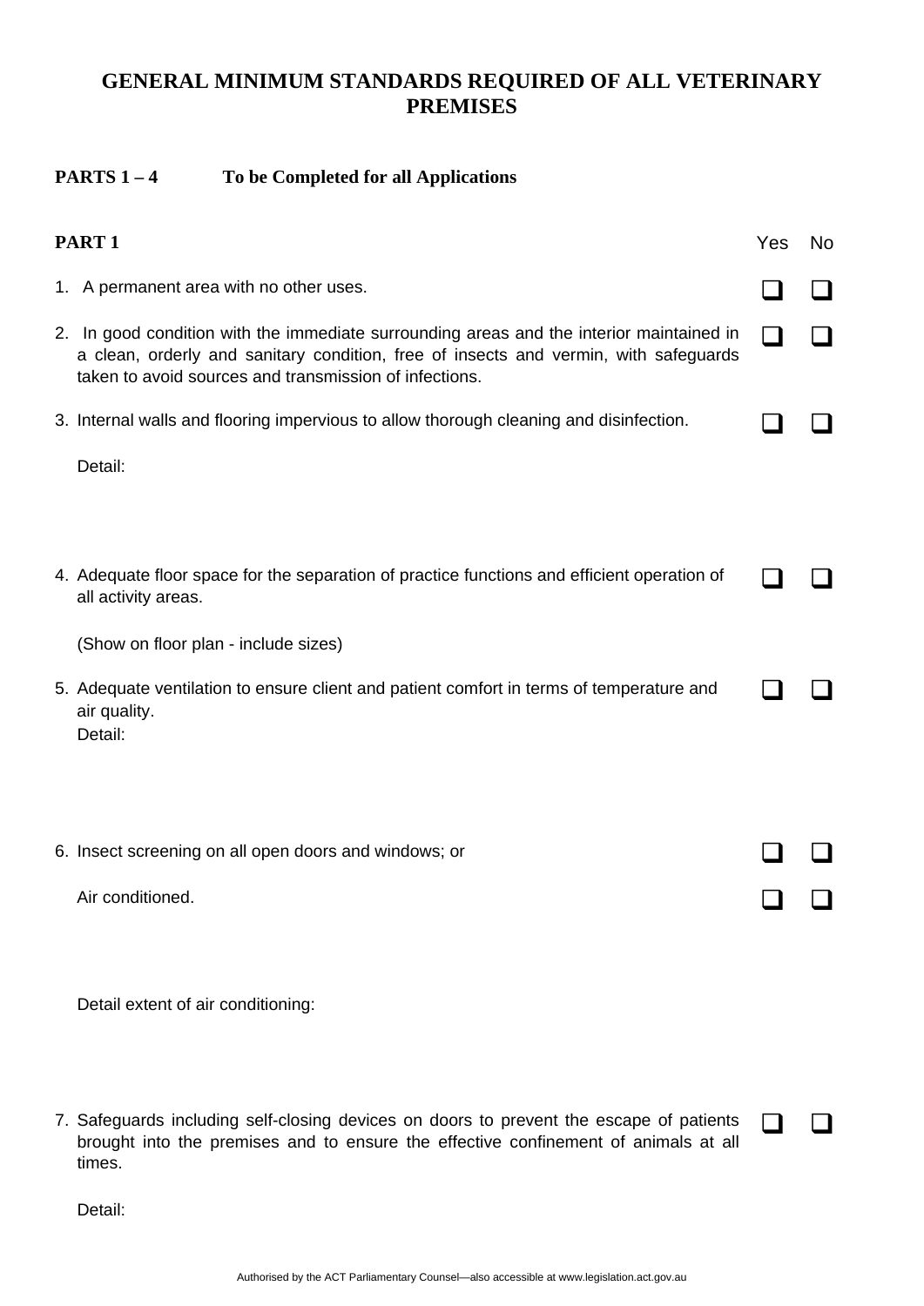# GENERAL MINIMUM STANDARDS REQUIRED OF ALL VETERINARY PREMISES

**PARTS 1 – 4 To be Completed for all Applications**

| **PART 1** | Yes | No |
|---|---|---|
| 1. A permanent area with no other uses. | ❑ | ❑ |
| 2. In good condition with the immediate surrounding areas and the interior maintained in a clean, orderly and sanitary condition, free of insects and vermin, with safeguards taken to avoid sources and transmission of infections. | ❑ | ❑ |
| 3. Internal walls and flooring impervious to allow thorough cleaning and disinfection. | ❑ | ❑ |
| Detail: | | |
| 4. Adequate floor space for the separation of practice functions and efficient operation of all activity areas. | ❑ | ❑ |
| (Show on floor plan - include sizes) | | |
| 5. Adequate ventilation to ensure client and patient comfort in terms of temperature and air quality. | ❑ | ❑ |
| Detail: | | |
| 6. Insect screening on all open doors and windows; or | ❑ | ❑ |
| Air conditioned. | ❑ | ❑ |
| Detail extent of air conditioning: | | |
| 7. Safeguards including self-closing devices on doors to prevent the escape of patients brought into the premises and to ensure the effective confinement of animals at all times. | ❑ | ❑ |
| Detail: | | |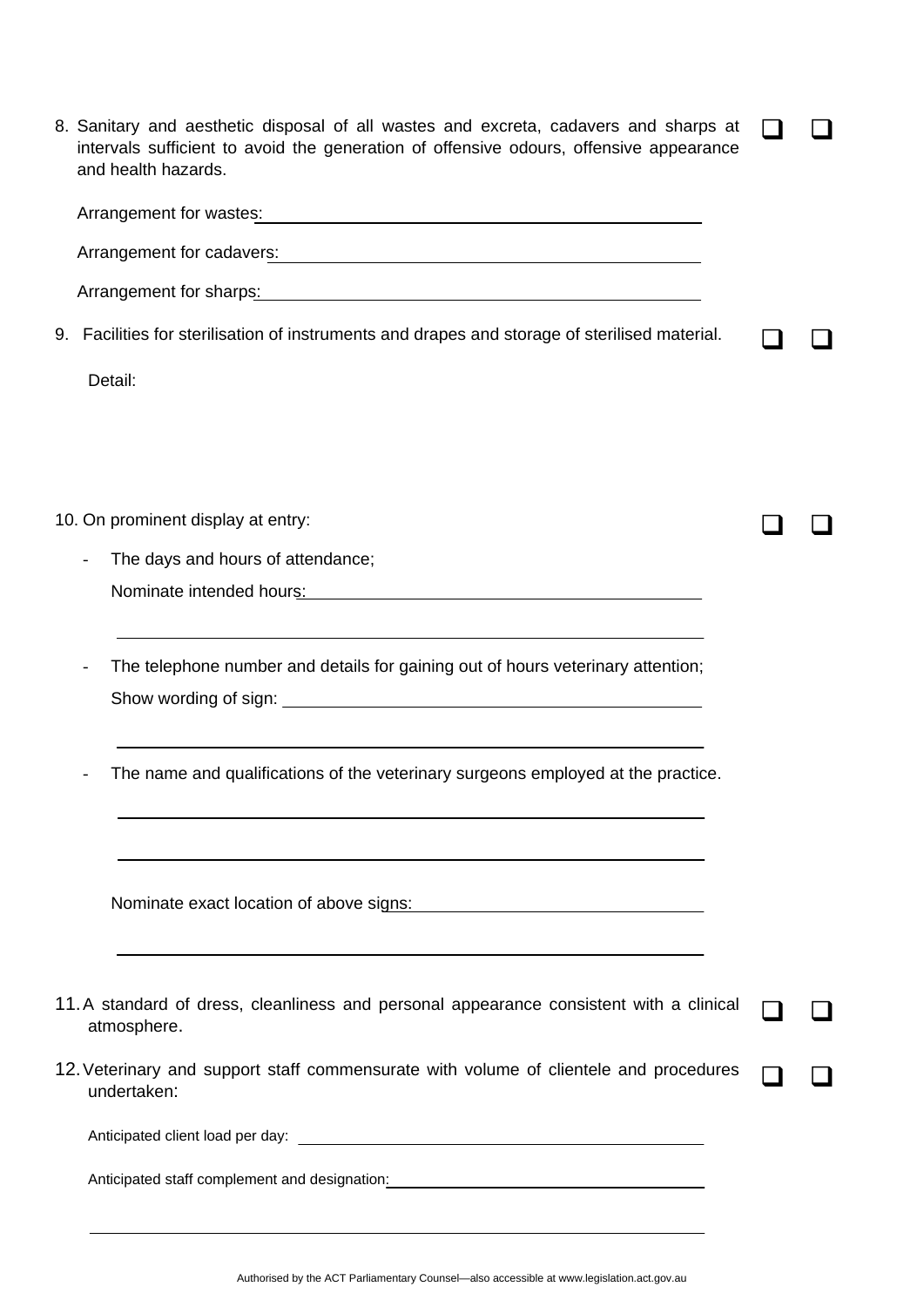8. Sanitary and aesthetic disposal of all wastes and excreta, cadavers and sharps at intervals sufficient to avoid the generation of offensive odours, offensive appearance and health hazards. ☐ ☐

   Arrangement for wastes: ______________________________

   Arrangement for cadavers: ______________________________

   Arrangement for sharps: ______________________________

9. Facilities for sterilisation of instruments and drapes and storage of sterilised material. ☐ ☐

   Detail:

10. On prominent display at entry: ☐ ☐

    - The days and hours of attendance;

      Nominate intended hours: ______________________________

      ______________________________

    - The telephone number and details for gaining out of hours veterinary attention;

      Show wording of sign: ______________________________

      ______________________________

    - The name and qualifications of the veterinary surgeons employed at the practice.

      ______________________________

      ______________________________

      Nominate exact location of above signs: ______________________________

      ______________________________

11. A standard of dress, cleanliness and personal appearance consistent with a clinical atmosphere. ☐ ☐

12. Veterinary and support staff commensurate with volume of clientele and procedures undertaken: ☐ ☐

    Anticipated client load per day: ______________________________

    Anticipated staff complement and designation: ______________________________

    ______________________________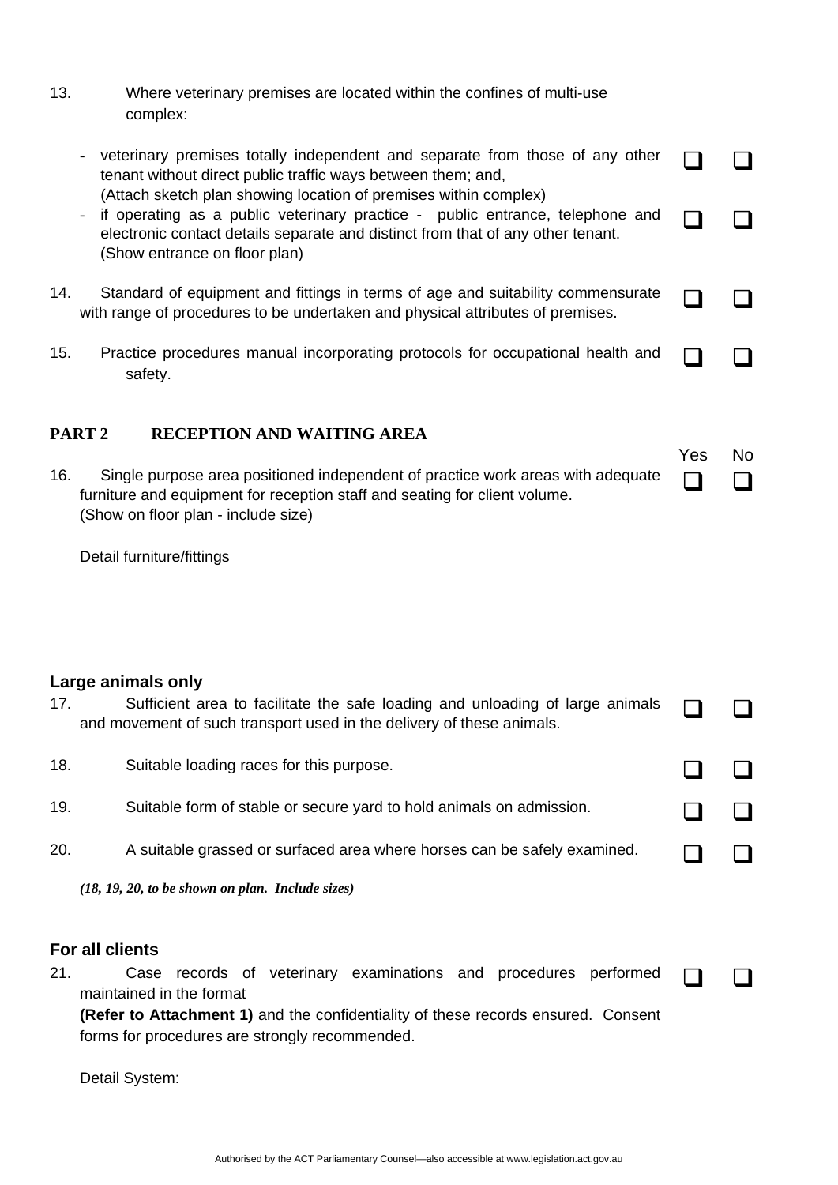13. Where veterinary premises are located within the confines of multi-use complex:

- veterinary premises totally independent and separate from those of any other tenant without direct public traffic ways between them; and, (Attach sketch plan showing location of premises within complex) ☐ ☐
- if operating as a public veterinary practice - public entrance, telephone and electronic contact details separate and distinct from that of any other tenant. (Show entrance on floor plan) ☐ ☐

14. Standard of equipment and fittings in terms of age and suitability commensurate with range of procedures to be undertaken and physical attributes of premises. ☐ ☐

15. Practice procedures manual incorporating protocols for occupational health and safety. ☐ ☐

## PART 2 RECEPTION AND WAITING AREA

| | Yes | No |
|---|---|---|
| 16. Single purpose area positioned independent of practice work areas with adequate furniture and equipment for reception staff and seating for client volume. (Show on floor plan - include size) | ☐ | ☐ |

Detail furniture/fittings

### Large animals only

17. Sufficient area to facilitate the safe loading and unloading of large animals and movement of such transport used in the delivery of these animals. ☐ ☐

18. Suitable loading races for this purpose. ☐ ☐

19. Suitable form of stable or secure yard to hold animals on admission. ☐ ☐

20. A suitable grassed or surfaced area where horses can be safely examined. ☐ ☐

*(18, 19, 20, to be shown on plan. Include sizes)*

### For all clients

21. Case records of veterinary examinations and procedures performed maintained in the format **(Refer to Attachment 1)** and the confidentiality of these records ensured. Consent forms for procedures are strongly recommended. ☐ ☐

Detail System: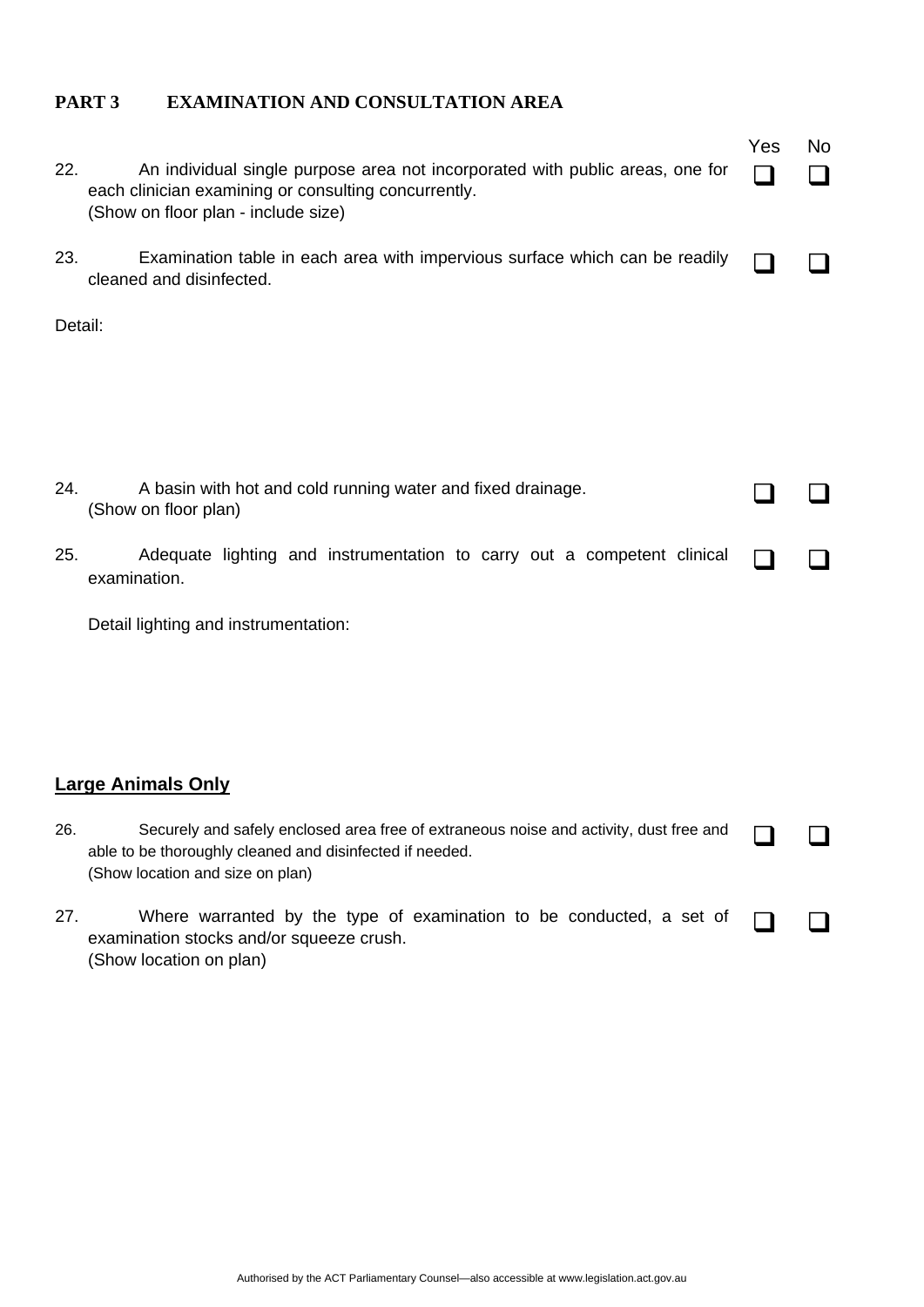## PART 3 EXAMINATION AND CONSULTATION AREA

| | | Yes | No |
|---|---|---|---|
| 22. | An individual single purpose area not incorporated with public areas, one for each clinician examining or consulting concurrently. (Show on floor plan - include size) | ❑ | ❑ |
| 23. | Examination table in each area with impervious surface which can be readily cleaned and disinfected. | ❑ | ❑ |

Detail:

| | | | |
|---|---|---|---|
| 24. | A basin with hot and cold running water and fixed drainage. (Show on floor plan) | ❑ | ❑ |
| 25. | Adequate lighting and instrumentation to carry out a competent clinical examination. | ❑ | ❑ |

Detail lighting and instrumentation:

**Large Animals Only**

| | | | |
|---|---|---|---|
| 26. | Securely and safely enclosed area free of extraneous noise and activity, dust free and able to be thoroughly cleaned and disinfected if needed. (Show location and size on plan) | ❑ | ❑ |
| 27. | Where warranted by the type of examination to be conducted, a set of examination stocks and/or squeeze crush. (Show location on plan) | ❑ | ❑ |

Authorised by the ACT Parliamentary Counsel—also accessible at www.legislation.act.gov.au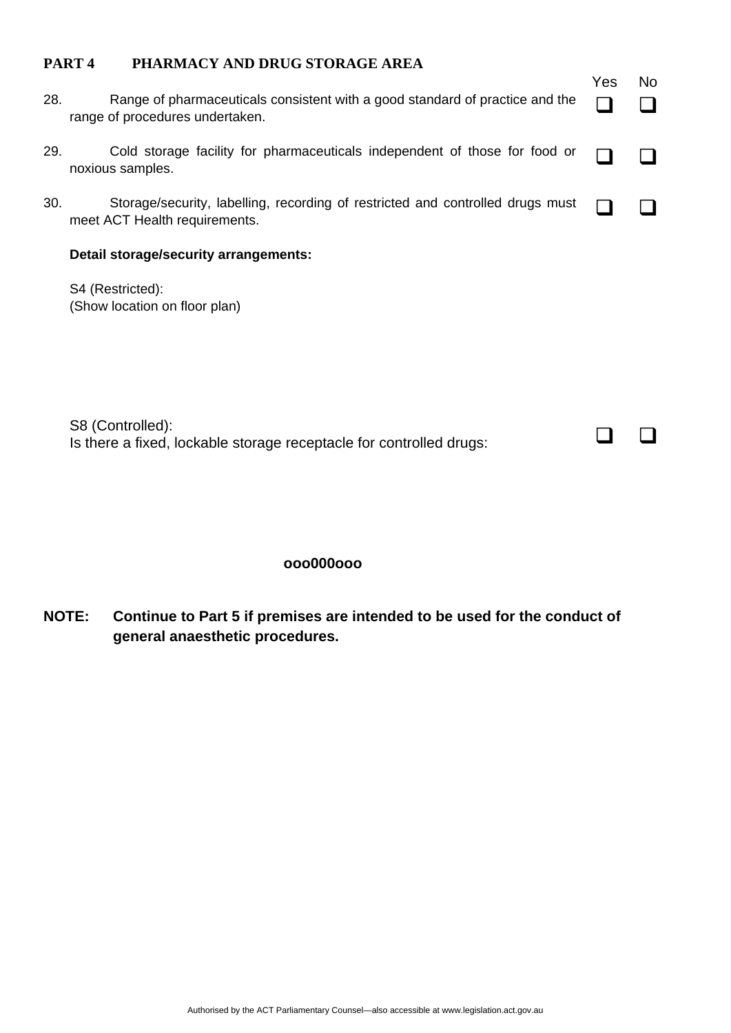## PART 4 PHARMACY AND DRUG STORAGE AREA

| | | Yes | No |
|---|---|---|---|
| 28. | Range of pharmaceuticals consistent with a good standard of practice and the range of procedures undertaken. | ❑ | ❑ |
| 29. | Cold storage facility for pharmaceuticals independent of those for food or noxious samples. | ❑ | ❑ |
| 30. | Storage/security, labelling, recording of restricted and controlled drugs must meet ACT Health requirements. | ❑ | ❑ |

**Detail storage/security arrangements:**

S4 (Restricted):
(Show location on floor plan)

S8 (Controlled):
Is there a fixed, lockable storage receptacle for controlled drugs: ❑ ❑

**ooo000ooo**

**NOTE: Continue to Part 5 if premises are intended to be used for the conduct of general anaesthetic procedures.**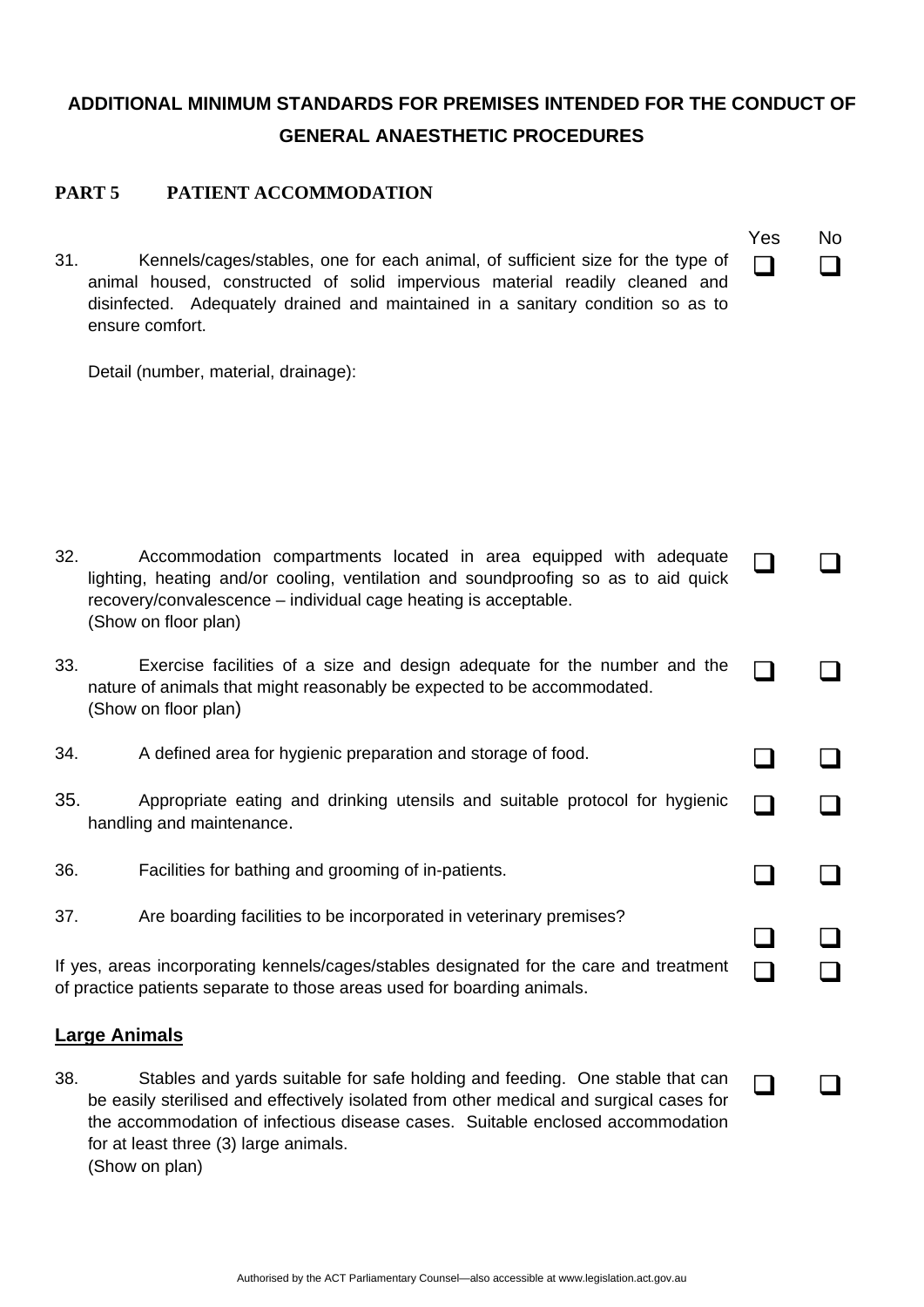## ADDITIONAL MINIMUM STANDARDS FOR PREMISES INTENDED FOR THE CONDUCT OF GENERAL ANAESTHETIC PROCEDURES

### PART 5 PATIENT ACCOMMODATION

| | | Yes | No |
|---|---|---|---|
| 31. | Kennels/cages/stables, one for each animal, of sufficient size for the type of animal housed, constructed of solid impervious material readily cleaned and disinfected. Adequately drained and maintained in a sanitary condition so as to ensure comfort.<br><br>Detail (number, material, drainage): | ❑ | ❑ |
| 32. | Accommodation compartments located in area equipped with adequate lighting, heating and/or cooling, ventilation and soundproofing so as to aid quick recovery/convalescence – individual cage heating is acceptable.<br>(Show on floor plan) | ❑ | ❑ |
| 33. | Exercise facilities of a size and design adequate for the number and the nature of animals that might reasonably be expected to be accommodated.<br>(Show on floor plan) | ❑ | ❑ |
| 34. | A defined area for hygienic preparation and storage of food. | ❑ | ❑ |
| 35. | Appropriate eating and drinking utensils and suitable protocol for hygienic handling and maintenance. | ❑ | ❑ |
| 36. | Facilities for bathing and grooming of in-patients. | ❑ | ❑ |
| 37. | Are boarding facilities to be incorporated in veterinary premises? | ❑ | ❑ |
| | If yes, areas incorporating kennels/cages/stables designated for the care and treatment of practice patients separate to those areas used for boarding animals. | ❑ | ❑ |

**Large Animals**

| | | Yes | No |
|---|---|---|---|
| 38. | Stables and yards suitable for safe holding and feeding. One stable that can be easily sterilised and effectively isolated from other medical and surgical cases for the accommodation of infectious disease cases. Suitable enclosed accommodation for at least three (3) large animals.<br>(Show on plan) | ❑ | ❑ |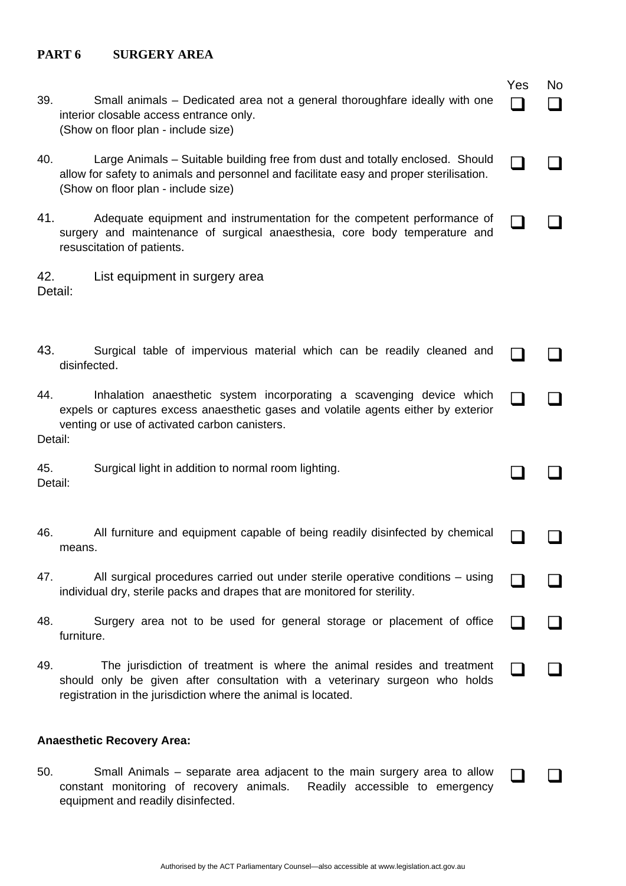## PART 6 SURGERY AREA

| | | Yes | No |
|---|---|---|---|
| 39. | Small animals – Dedicated area not a general thoroughfare ideally with one interior closable access entrance only. (Show on floor plan - include size) | ❑ | ❑ |
| 40. | Large Animals – Suitable building free from dust and totally enclosed. Should allow for safety to animals and personnel and facilitate easy and proper sterilisation. (Show on floor plan - include size) | ❑ | ❑ |
| 41. | Adequate equipment and instrumentation for the competent performance of surgery and maintenance of surgical anaesthesia, core body temperature and resuscitation of patients. | ❑ | ❑ |

42. List equipment in surgery area

Detail:

| | | Yes | No |
|---|---|---|---|
| 43. | Surgical table of impervious material which can be readily cleaned and disinfected. | ❑ | ❑ |
| 44. | Inhalation anaesthetic system incorporating a scavenging device which expels or captures excess anaesthetic gases and volatile agents either by exterior venting or use of activated carbon canisters. | ❑ | ❑ |

Detail:

| | | Yes | No |
|---|---|---|---|
| 45. | Surgical light in addition to normal room lighting. | ❑ | ❑ |

Detail:

| | | Yes | No |
|---|---|---|---|
| 46. | All furniture and equipment capable of being readily disinfected by chemical means. | ❑ | ❑ |
| 47. | All surgical procedures carried out under sterile operative conditions – using individual dry, sterile packs and drapes that are monitored for sterility. | ❑ | ❑ |
| 48. | Surgery area not to be used for general storage or placement of office furniture. | ❑ | ❑ |
| 49. | The jurisdiction of treatment is where the animal resides and treatment should only be given after consultation with a veterinary surgeon who holds registration in the jurisdiction where the animal is located. | ❑ | ❑ |

**Anaesthetic Recovery Area:**

| | | Yes | No |
|---|---|---|---|
| 50. | Small Animals – separate area adjacent to the main surgery area to allow constant monitoring of recovery animals. Readily accessible to emergency equipment and readily disinfected. | ❑ | ❑ |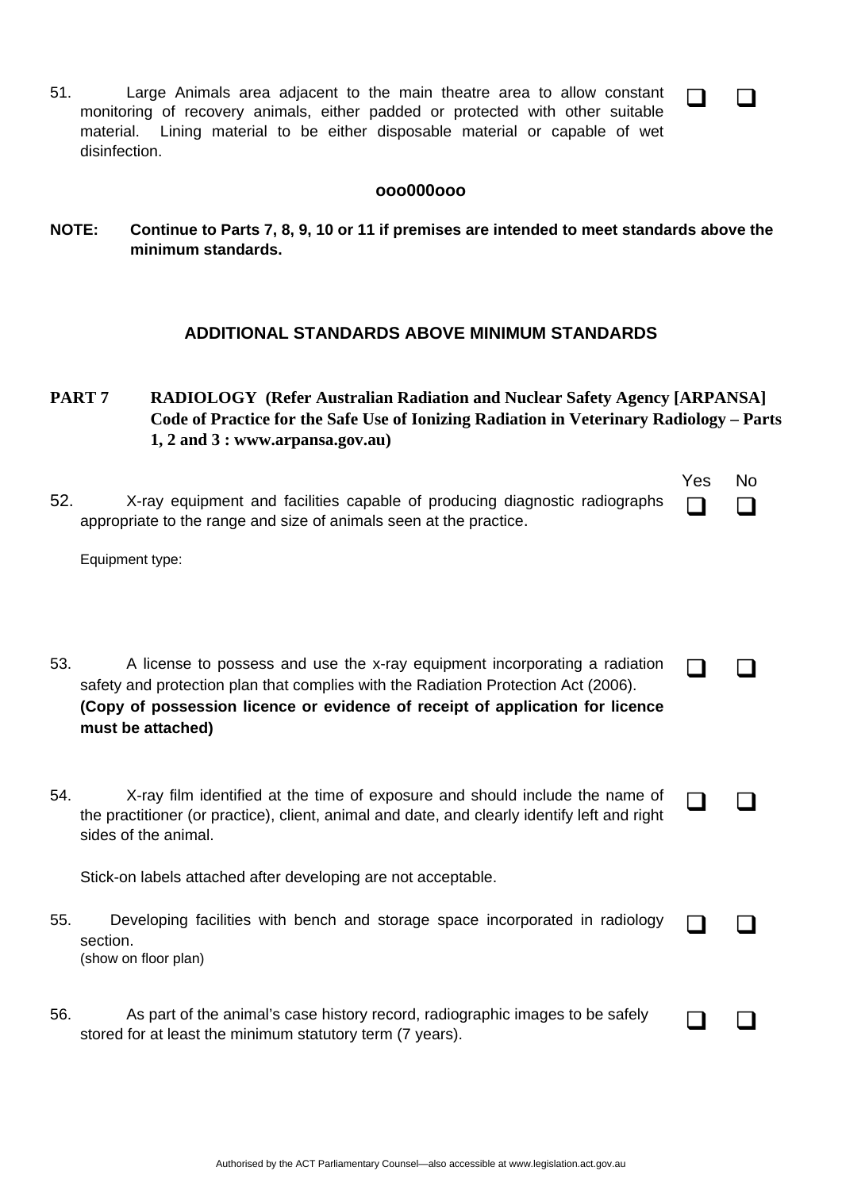51. Large Animals area adjacent to the main theatre area to allow constant monitoring of recovery animals, either padded or protected with other suitable material. Lining material to be either disposable material or capable of wet disinfection. ❑ ❑

**ooo000ooo**

**NOTE: Continue to Parts 7, 8, 9, 10 or 11 if premises are intended to meet standards above the minimum standards.**

## ADDITIONAL STANDARDS ABOVE MINIMUM STANDARDS

## PART 7 RADIOLOGY (Refer Australian Radiation and Nuclear Safety Agency [ARPANSA] Code of Practice for the Safe Use of Ionizing Radiation in Veterinary Radiology – Parts 1, 2 and 3 : www.arpansa.gov.au)

| | Yes | No |
|---|---|---|
| 52. X-ray equipment and facilities capable of producing diagnostic radiographs appropriate to the range and size of animals seen at the practice.<br><br>Equipment type: | ❑ | ❑ |
| 53. A license to possess and use the x-ray equipment incorporating a radiation safety and protection plan that complies with the Radiation Protection Act (2006). **(Copy of possession licence or evidence of receipt of application for licence must be attached)** | ❑ | ❑ |
| 54. X-ray film identified at the time of exposure and should include the name of the practitioner (or practice), client, animal and date, and clearly identify left and right sides of the animal.<br><br>Stick-on labels attached after developing are not acceptable. | ❑ | ❑ |
| 55. Developing facilities with bench and storage space incorporated in radiology section.<br>(show on floor plan) | ❑ | ❑ |
| 56. As part of the animal's case history record, radiographic images to be safely stored for at least the minimum statutory term (7 years). | ❑ | ❑ |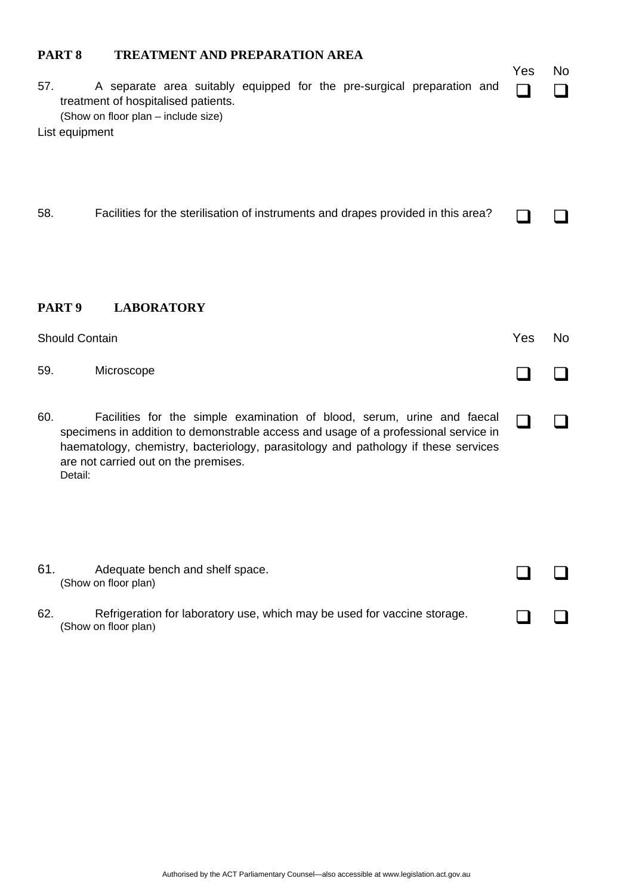## PART 8 TREATMENT AND PREPARATION AREA

| | | Yes | No |
|---|---|---|---|
| 57. | A separate area suitably equipped for the pre-surgical preparation and treatment of hospitalised patients. (Show on floor plan – include size) | ❑ | ❑ |

List equipment

| | | | |
|---|---|---|---|
| 58. | Facilities for the sterilisation of instruments and drapes provided in this area? | ❑ | ❑ |

## PART 9 LABORATORY

| Should Contain | | Yes | No |
|---|---|---|---|
| 59. | Microscope | ❑ | ❑ |
| 60. | Facilities for the simple examination of blood, serum, urine and faecal specimens in addition to demonstrable access and usage of a professional service in haematology, chemistry, bacteriology, parasitology and pathology if these services are not carried out on the premises. Detail: | ❑ | ❑ |
| 61. | Adequate bench and shelf space. (Show on floor plan) | ❑ | ❑ |
| 62. | Refrigeration for laboratory use, which may be used for vaccine storage. (Show on floor plan) | ❑ | ❑ |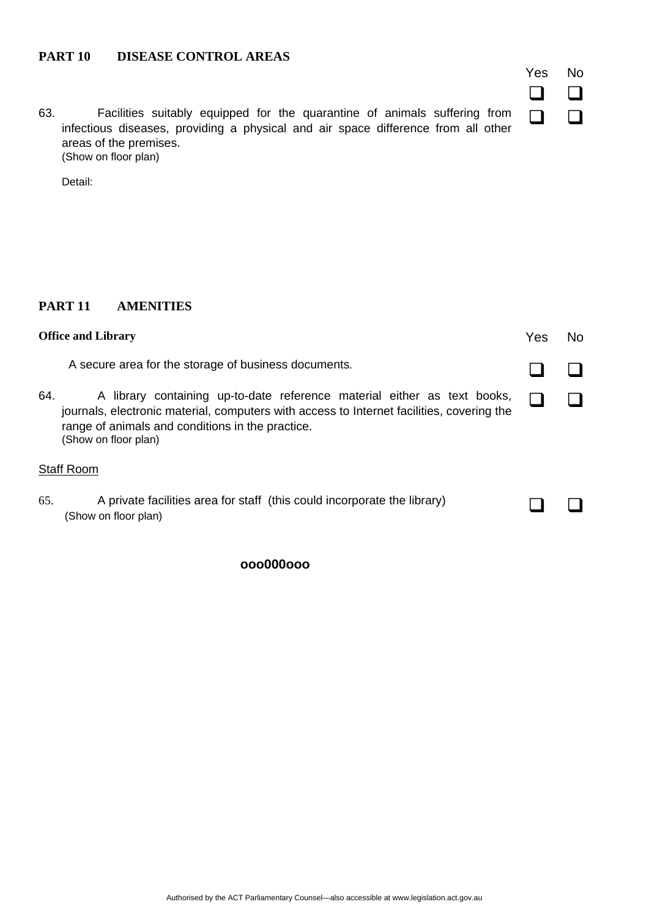## PART 10 DISEASE CONTROL AREAS

| | Yes | No |
|---|---|---|
| | ☐ | ☐ |
| 63. Facilities suitably equipped for the quarantine of animals suffering from infectious diseases, providing a physical and air space difference from all other areas of the premises. (Show on floor plan) | ☐ | ☐ |

Detail:

## PART 11 AMENITIES

| **Office and Library** | Yes | No |
|---|---|---|
| A secure area for the storage of business documents. | ☐ | ☐ |
| 64. A library containing up-to-date reference material either as text books, journals, electronic material, computers with access to Internet facilities, covering the range of animals and conditions in the practice. (Show on floor plan) | ☐ | ☐ |

Staff Room

| | | |
|---|---|---|
| 65. A private facilities area for staff (this could incorporate the library) (Show on floor plan) | ☐ | ☐ |

**ooo000ooo**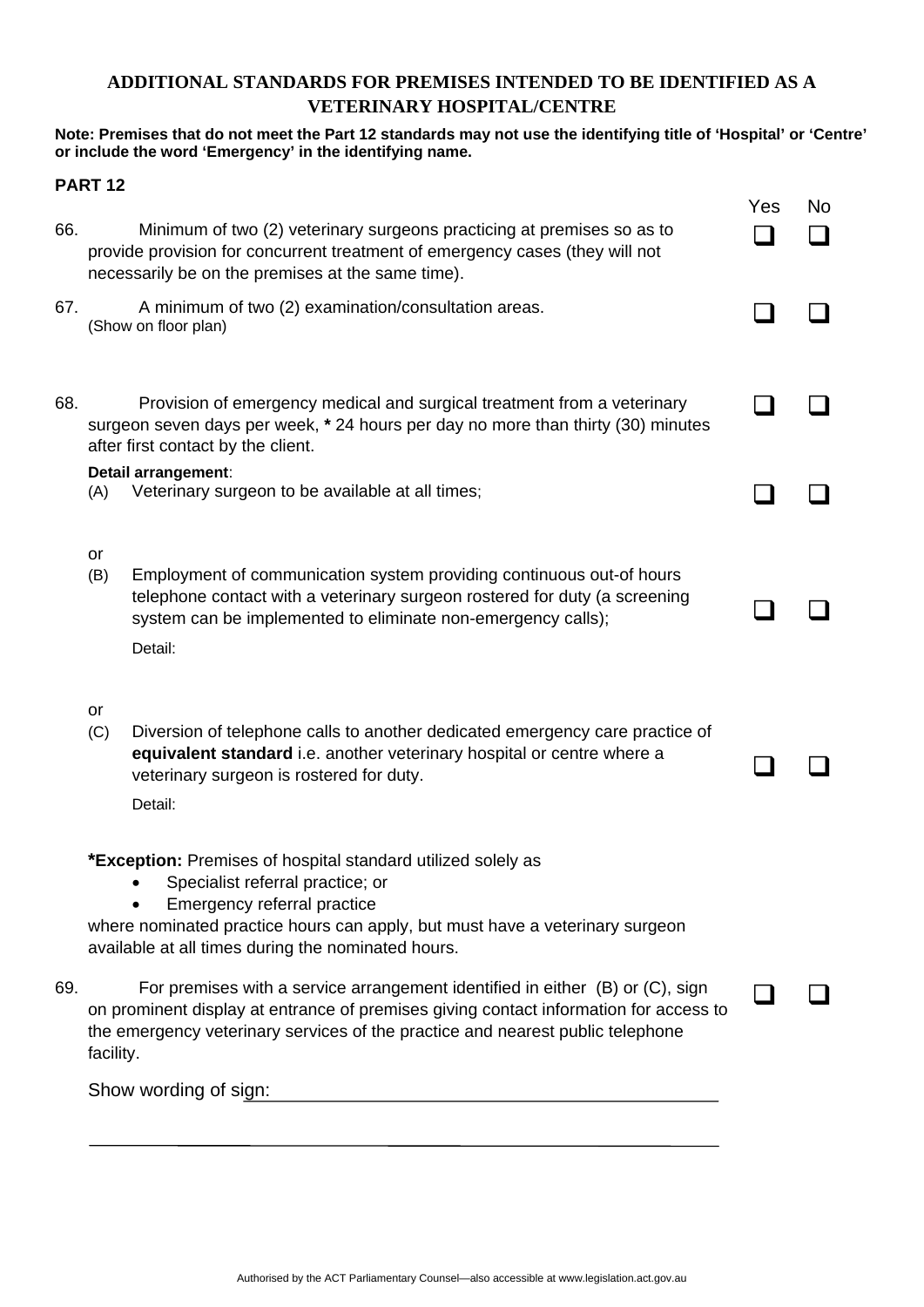## ADDITIONAL STANDARDS FOR PREMISES INTENDED TO BE IDENTIFIED AS A VETERINARY HOSPITAL/CENTRE

**Note: Premises that do not meet the Part 12 standards may not use the identifying title of 'Hospital' or 'Centre' or include the word 'Emergency' in the identifying name.**

### PART 12

| | | Yes | No |
|---|---|---|---|
| 66. | Minimum of two (2) veterinary surgeons practicing at premises so as to provide provision for concurrent treatment of emergency cases (they will not necessarily be on the premises at the same time). | ❑ | ❑ |
| 67. | A minimum of two (2) examination/consultation areas. (Show on floor plan) | ❑ | ❑ |
| 68. | Provision of emergency medical and surgical treatment from a veterinary surgeon seven days per week, **\*** 24 hours per day no more than thirty (30) minutes after first contact by the client. | ❑ | ❑ |

**Detail arrangement**:

| | | Yes | No |
|---|---|---|---|
| (A) | Veterinary surgeon to be available at all times; | ❑ | ❑ |

or

| | | Yes | No |
|---|---|---|---|
| (B) | Employment of communication system providing continuous out-of hours telephone contact with a veterinary surgeon rostered for duty (a screening system can be implemented to eliminate non-emergency calls); | ❑ | ❑ |

Detail:

or

| | | Yes | No |
|---|---|---|---|
| (C) | Diversion of telephone calls to another dedicated emergency care practice of **equivalent standard** i.e. another veterinary hospital or centre where a veterinary surgeon is rostered for duty. | ❑ | ❑ |

Detail:

**\*Exception:** Premises of hospital standard utilized solely as

- Specialist referral practice; or
- Emergency referral practice

where nominated practice hours can apply, but must have a veterinary surgeon available at all times during the nominated hours.

| | | Yes | No |
|---|---|---|---|
| 69. | For premises with a service arrangement identified in either (B) or (C), sign on prominent display at entrance of premises giving contact information for access to the emergency veterinary services of the practice and nearest public telephone facility. | ❑ | ❑ |

Show wording of sign: ______________________________________________

______________________________________________________________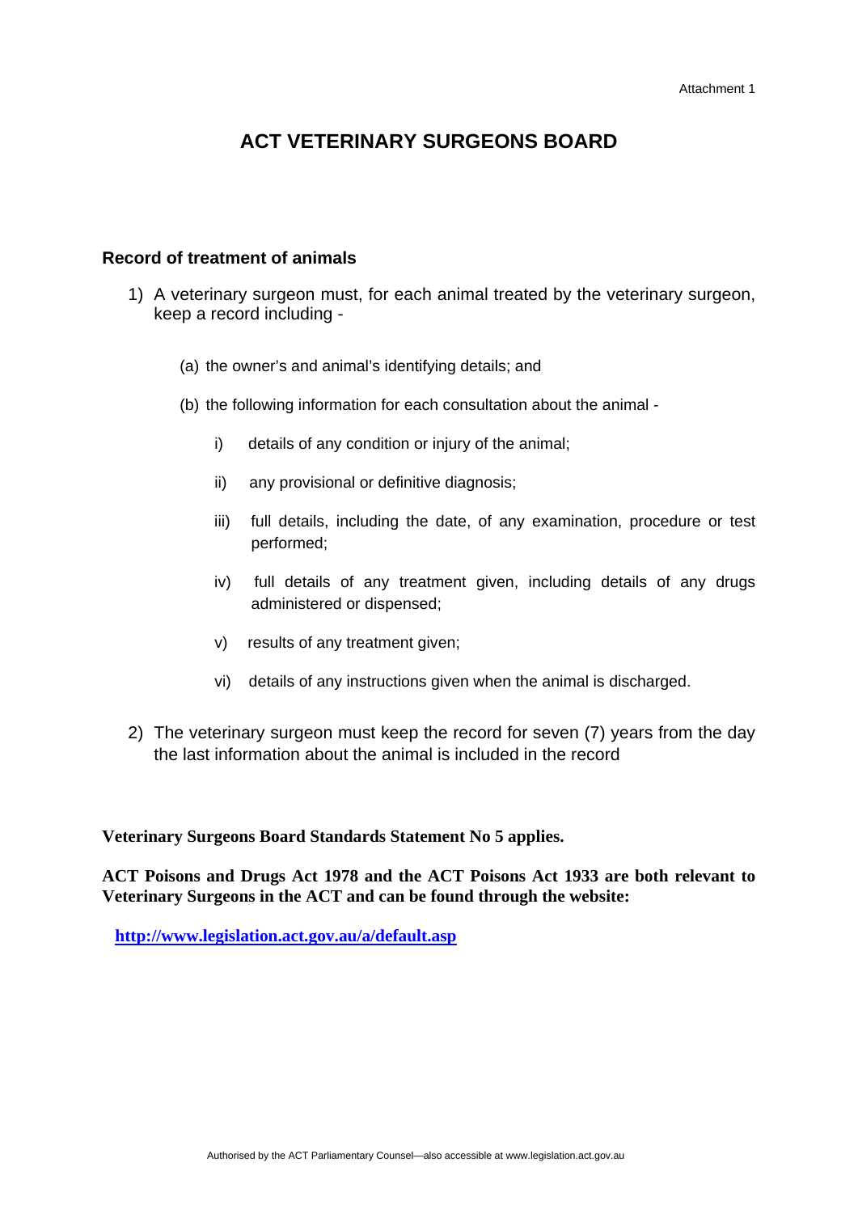Attachment 1

# ACT VETERINARY SURGEONS BOARD

## Record of treatment of animals

1) A veterinary surgeon must, for each animal treated by the veterinary surgeon, keep a record including -

   (a) the owner's and animal's identifying details; and

   (b) the following information for each consultation about the animal -

      i) details of any condition or injury of the animal;

      ii) any provisional or definitive diagnosis;

      iii) full details, including the date, of any examination, procedure or test performed;

      iv) full details of any treatment given, including details of any drugs administered or dispensed;

      v) results of any treatment given;

      vi) details of any instructions given when the animal is discharged.

2) The veterinary surgeon must keep the record for seven (7) years from the day the last information about the animal is included in the record

**Veterinary Surgeons Board Standards Statement No 5 applies.**

**ACT Poisons and Drugs Act 1978 and the ACT Poisons Act 1933 are both relevant to Veterinary Surgeons in the ACT and can be found through the website:**

**http://www.legislation.act.gov.au/a/default.asp**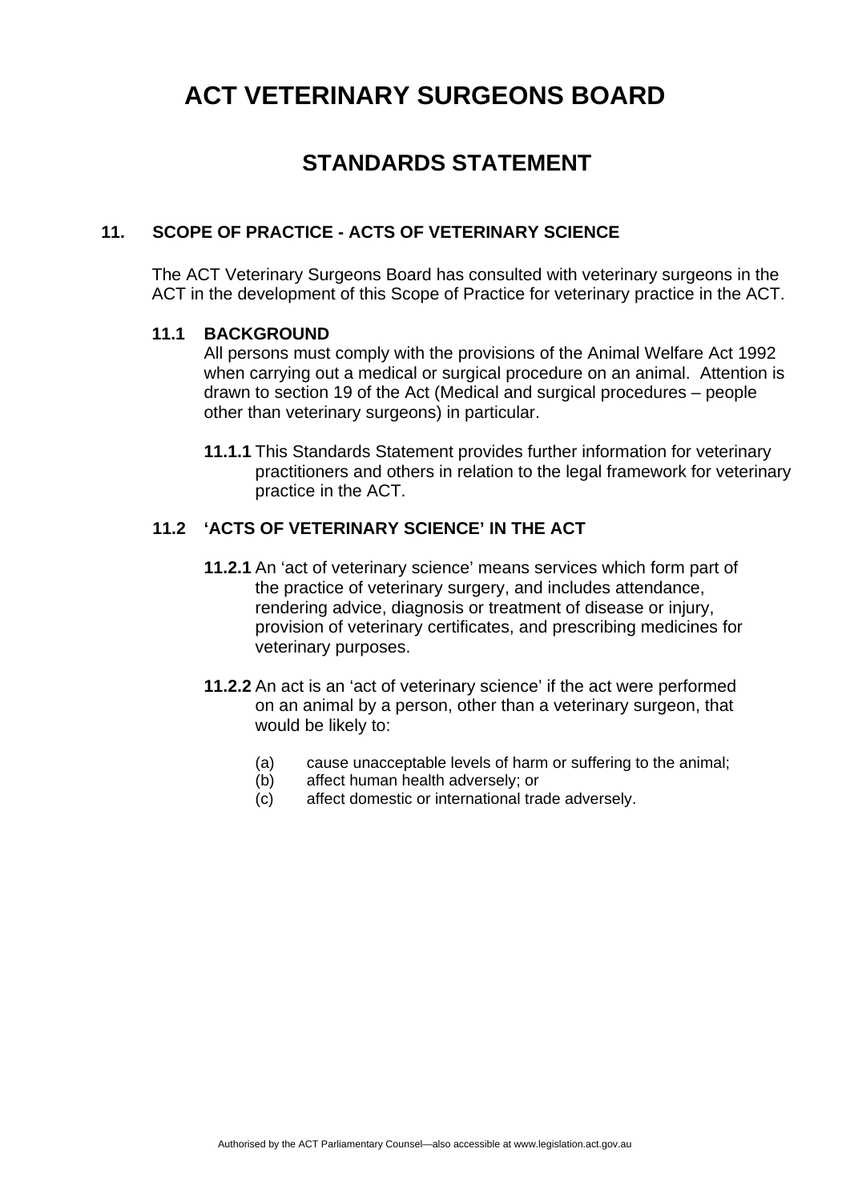# ACT VETERINARY SURGEONS BOARD

## STANDARDS STATEMENT

### 11. SCOPE OF PRACTICE - ACTS OF VETERINARY SCIENCE

The ACT Veterinary Surgeons Board has consulted with veterinary surgeons in the ACT in the development of this Scope of Practice for veterinary practice in the ACT.

#### 11.1 BACKGROUND

All persons must comply with the provisions of the Animal Welfare Act 1992 when carrying out a medical or surgical procedure on an animal. Attention is drawn to section 19 of the Act (Medical and surgical procedures – people other than veterinary surgeons) in particular.

**11.1.1** This Standards Statement provides further information for veterinary practitioners and others in relation to the legal framework for veterinary practice in the ACT.

#### 11.2 'ACTS OF VETERINARY SCIENCE' IN THE ACT

**11.2.1** An 'act of veterinary science' means services which form part of the practice of veterinary surgery, and includes attendance, rendering advice, diagnosis or treatment of disease or injury, provision of veterinary certificates, and prescribing medicines for veterinary purposes.

**11.2.2** An act is an 'act of veterinary science' if the act were performed on an animal by a person, other than a veterinary surgeon, that would be likely to:

(a) cause unacceptable levels of harm or suffering to the animal;
(b) affect human health adversely; or
(c) affect domestic or international trade adversely.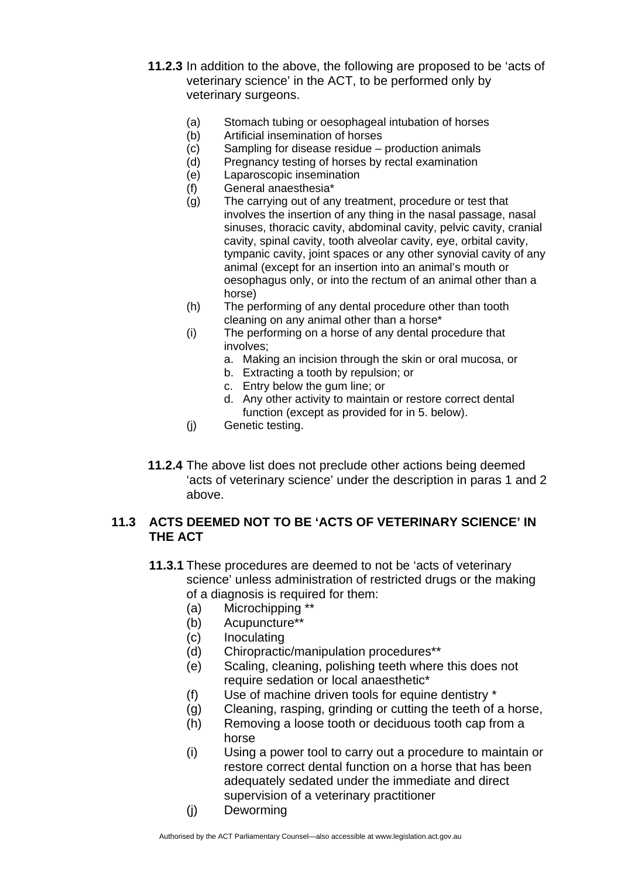**11.2.3** In addition to the above, the following are proposed to be 'acts of veterinary science' in the ACT, to be performed only by veterinary surgeons.

(a) Stomach tubing or oesophageal intubation of horses
(b) Artificial insemination of horses
(c) Sampling for disease residue – production animals
(d) Pregnancy testing of horses by rectal examination
(e) Laparoscopic insemination
(f) General anaesthesia*
(g) The carrying out of any treatment, procedure or test that involves the insertion of any thing in the nasal passage, nasal sinuses, thoracic cavity, abdominal cavity, pelvic cavity, cranial cavity, spinal cavity, tooth alveolar cavity, eye, orbital cavity, tympanic cavity, joint spaces or any other synovial cavity of any animal (except for an insertion into an animal's mouth or oesophagus only, or into the rectum of an animal other than a horse)
(h) The performing of any dental procedure other than tooth cleaning on any animal other than a horse*
(i) The performing on a horse of any dental procedure that involves;
   a. Making an incision through the skin or oral mucosa, or
   b. Extracting a tooth by repulsion; or
   c. Entry below the gum line; or
   d. Any other activity to maintain or restore correct dental function (except as provided for in 5. below).
(j) Genetic testing.

**11.2.4** The above list does not preclude other actions being deemed 'acts of veterinary science' under the description in paras 1 and 2 above.

## 11.3 ACTS DEEMED NOT TO BE 'ACTS OF VETERINARY SCIENCE' IN THE ACT

**11.3.1** These procedures are deemed to not be 'acts of veterinary science' unless administration of restricted drugs or the making of a diagnosis is required for them:

(a) Microchipping **
(b) Acupuncture**
(c) Inoculating
(d) Chiropractic/manipulation procedures**
(e) Scaling, cleaning, polishing teeth where this does not require sedation or local anaesthetic*
(f) Use of machine driven tools for equine dentistry *
(g) Cleaning, rasping, grinding or cutting the teeth of a horse,
(h) Removing a loose tooth or deciduous tooth cap from a horse
(i) Using a power tool to carry out a procedure to maintain or restore correct dental function on a horse that has been adequately sedated under the immediate and direct supervision of a veterinary practitioner
(j) Deworming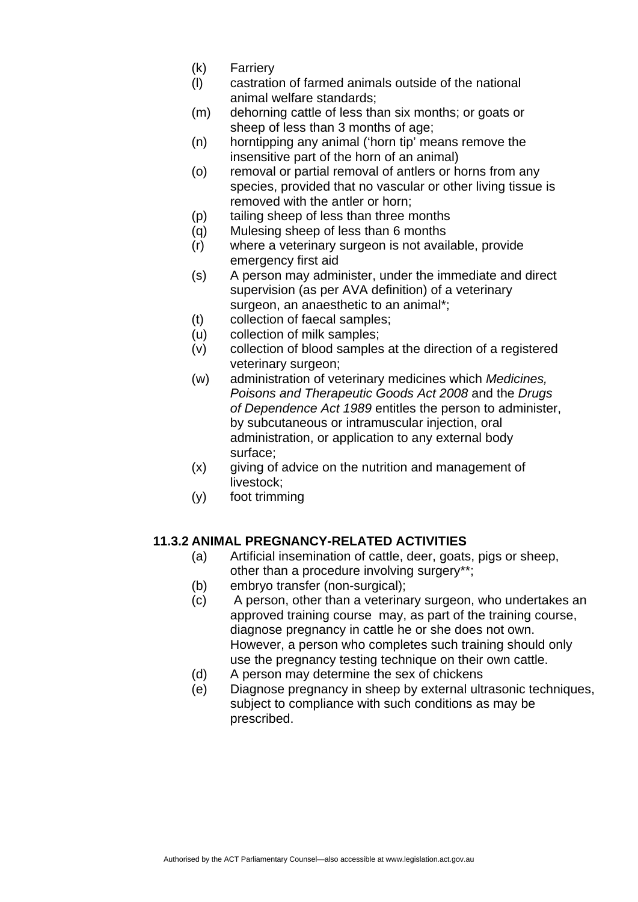(k) Farriery

(l) castration of farmed animals outside of the national animal welfare standards;

(m) dehorning cattle of less than six months; or goats or sheep of less than 3 months of age;

(n) horntipping any animal (‘horn tip’ means remove the insensitive part of the horn of an animal)

(o) removal or partial removal of antlers or horns from any species, provided that no vascular or other living tissue is removed with the antler or horn;

(p) tailing sheep of less than three months

(q) Mulesing sheep of less than 6 months

(r) where a veterinary surgeon is not available, provide emergency first aid

(s) A person may administer, under the immediate and direct supervision (as per AVA definition) of a veterinary surgeon, an anaesthetic to an animal*;

(t) collection of faecal samples;

(u) collection of milk samples;

(v) collection of blood samples at the direction of a registered veterinary surgeon;

(w) administration of veterinary medicines which *Medicines, Poisons and Therapeutic Goods Act 2008* and the *Drugs of Dependence Act 1989* entitles the person to administer, by subcutaneous or intramuscular injection, oral administration, or application to any external body surface;

(x) giving of advice on the nutrition and management of livestock;

(y) foot trimming

### 11.3.2 ANIMAL PREGNANCY-RELATED ACTIVITIES

(a) Artificial insemination of cattle, deer, goats, pigs or sheep, other than a procedure involving surgery**;

(b) embryo transfer (non-surgical);

(c) A person, other than a veterinary surgeon, who undertakes an approved training course may, as part of the training course, diagnose pregnancy in cattle he or she does not own. However, a person who completes such training should only use the pregnancy testing technique on their own cattle.

(d) A person may determine the sex of chickens

(e) Diagnose pregnancy in sheep by external ultrasonic techniques, subject to compliance with such conditions as may be prescribed.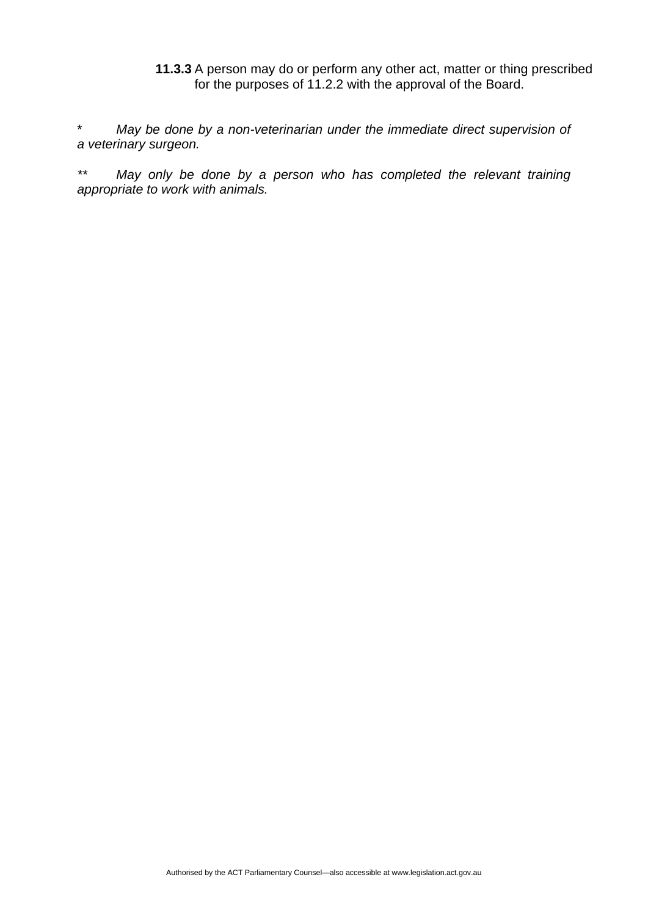**11.3.3** A person may do or perform any other act, matter or thing prescribed for the purposes of 11.2.2 with the approval of the Board.

\* *May be done by a non-veterinarian under the immediate direct supervision of a veterinary surgeon.*

\*\* *May only be done by a person who has completed the relevant training appropriate to work with animals.*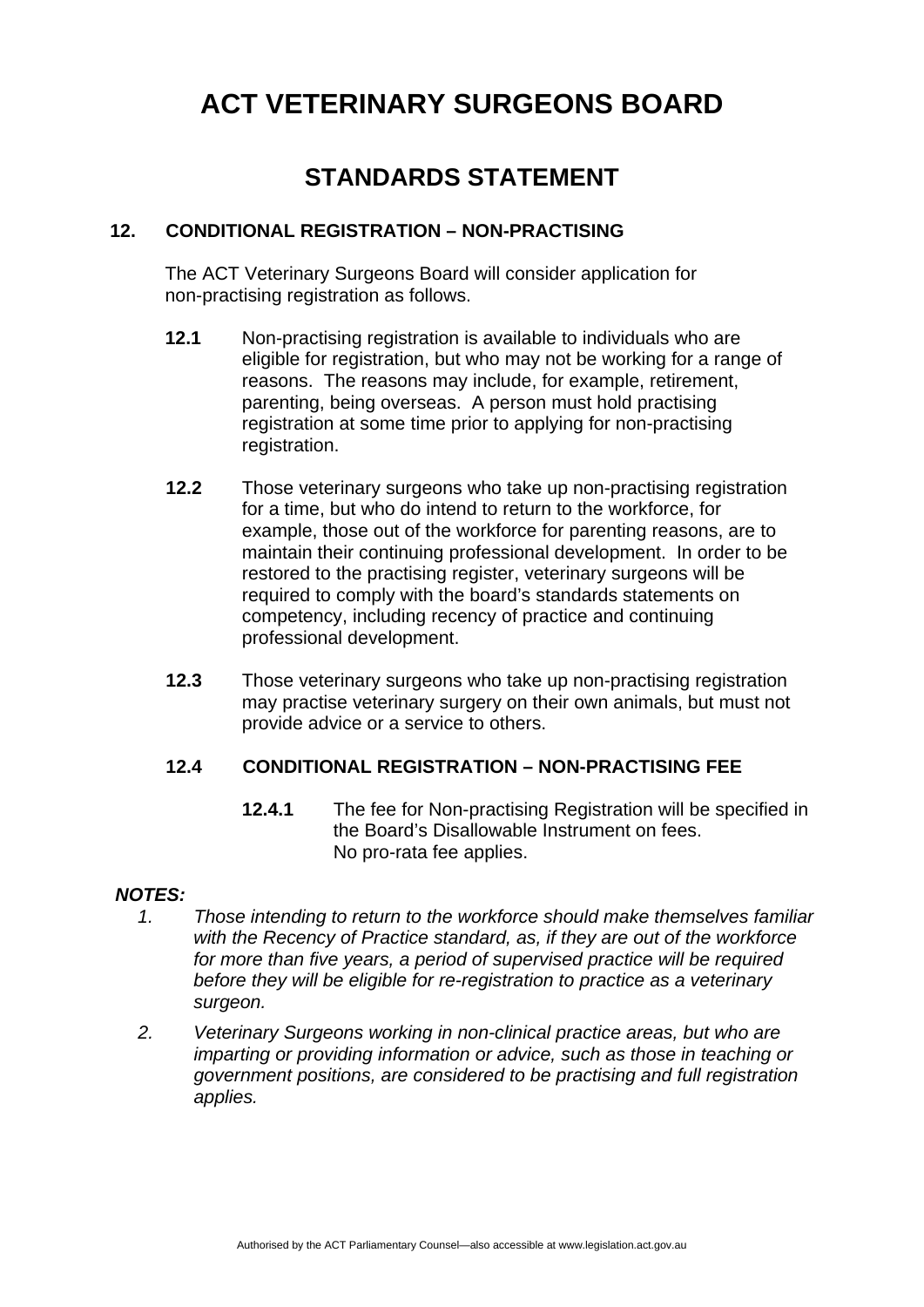# ACT VETERINARY SURGEONS BOARD

## STANDARDS STATEMENT

### 12. CONDITIONAL REGISTRATION – NON-PRACTISING

The ACT Veterinary Surgeons Board will consider application for non-practising registration as follows.

**12.1** Non-practising registration is available to individuals who are eligible for registration, but who may not be working for a range of reasons. The reasons may include, for example, retirement, parenting, being overseas. A person must hold practising registration at some time prior to applying for non-practising registration.

**12.2** Those veterinary surgeons who take up non-practising registration for a time, but who do intend to return to the workforce, for example, those out of the workforce for parenting reasons, are to maintain their continuing professional development. In order to be restored to the practising register, veterinary surgeons will be required to comply with the board's standards statements on competency, including recency of practice and continuing professional development.

**12.3** Those veterinary surgeons who take up non-practising registration may practise veterinary surgery on their own animals, but must not provide advice or a service to others.

#### 12.4 CONDITIONAL REGISTRATION – NON-PRACTISING FEE

**12.4.1** The fee for Non-practising Registration will be specified in the Board's Disallowable Instrument on fees.
No pro-rata fee applies.

***NOTES:***

1. *Those intending to return to the workforce should make themselves familiar with the Recency of Practice standard, as, if they are out of the workforce for more than five years, a period of supervised practice will be required before they will be eligible for re-registration to practice as a veterinary surgeon.*
2. *Veterinary Surgeons working in non-clinical practice areas, but who are imparting or providing information or advice, such as those in teaching or government positions, are considered to be practising and full registration applies.*